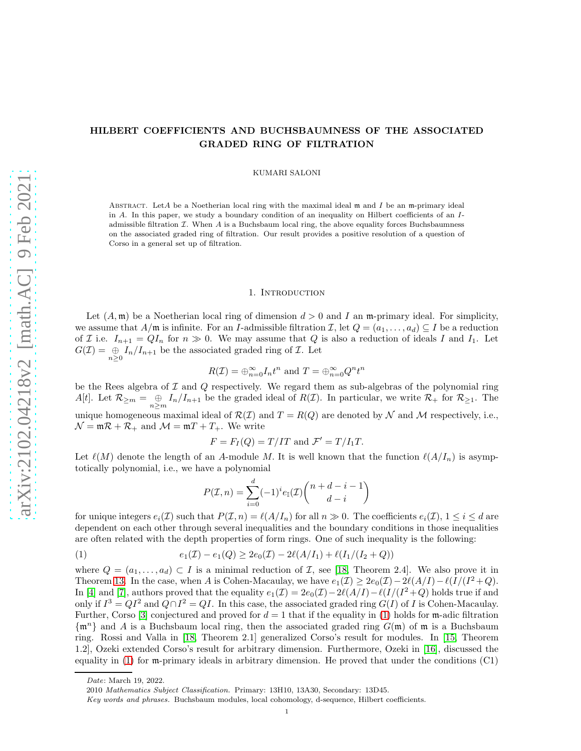# HILBERT COEFFICIENTS AND BUCHSBAUMNESS OF THE ASSOCIATED GRADED RING OF FILTRATION

KUMARI SALONI

Abstract. Let $A$ be a Noetherian local ring with the maximal ideal $\mathfrak{m}$ and $I$ be an $\mathfrak{m}$-primary ideal in $A$. In this paper, we study a boundary condition of an inequality on Hilbert coefficients of an $I$-admissible filtration $\mathcal{I}$. When $A$ is a Buchsbaum local ring, the above equality forces Buchsbaumness on the associated graded ring of filtration. Our result provides a positive resolution of a question of Corso in a general set up of filtration.

## 1. Introduction

Let $(A, \mathfrak{m})$ be a Noetherian local ring of dimension $d > 0$ and $I$ an $\mathfrak{m}$-primary ideal. For simplicity, we assume that $A/\mathfrak{m}$ is infinite. For an $I$-admissible filtration $\mathcal{I}$, let $Q = (a_1, \ldots, a_d) \subseteq I$ be a reduction of $\mathcal{I}$ i.e. $I_{n+1} = QI_n$ for $n \gg 0$. We may assume that $Q$ is also a reduction of ideals $I$ and $I_1$. Let $G(\mathcal{I}) = \underset{n\geq 0}{\oplus} I_n/I_{n+1}$ be the associated graded ring of $\mathcal{I}$. Let

$$R(\mathcal{I}) = \oplus_{n=0}^{\infty} I_n t^n \text{ and } T = \oplus_{n=0}^{\infty} Q^n t^n$$

be the Rees algebra of $\mathcal{I}$ and $Q$ respectively. We regard them as sub-algebras of the polynomial ring $A[t]$. Let $\mathcal{R}_{\geq m} = \underset{n\geq m}{\oplus} I_n/I_{n+1}$ be the graded ideal of $R(\mathcal{I})$. In particular, we write $\mathcal{R}_+$ for $\mathcal{R}_{\geq 1}$. The unique homogeneous maximal ideal of $\mathcal{R}(\mathcal{I})$ and $T = R(Q)$ are denoted by $\mathcal{N}$ and $\mathcal{M}$ respectively, i.e., $\mathcal{N} = \mathfrak{m}\mathcal{R} + \mathcal{R}_+$ and $\mathcal{M} = \mathfrak{m}T + T_+$. We write

$$F = F_I(Q) = T/IT \text{ and } \mathcal{F}' = T/I_1T.$$

Let $\ell(M)$ denote the length of an $A$-module $M$. It is well known that the function $\ell(A/I_n)$ is asymptotically polynomial, i.e., we have a polynomial

$$P(\mathcal{I}, n) = \sum_{i=0}^{d} (-1)^i e_{\mathbb{i}}(\mathcal{I}) \binom{n+d-i-1}{d-i}$$

for unique integers $e_i(\mathcal{I})$ such that $P(\mathcal{I}, n) = \ell(A/I_n)$ for all $n \gg 0$. The coefficients $e_i(\mathcal{I})$, $1 \leq i \leq d$ are dependent on each other through several inequalities and the boundary conditions in those inequalities are often related with the depth properties of form rings. One of such inequality is the following:

$$e_1(\mathcal{I}) - e_1(Q) \geq 2e_0(\mathcal{I}) - 2\ell(A/I_1) + \ell(I_1/(I_2 + Q)) \tag{1}$$

where $Q = (a_1, \ldots, a_d) \subset I$ is a minimal reduction of $\mathcal{I}$, see [18, Theorem 2.4]. We also prove it in Theorem 13. In the case, when $A$ is Cohen-Macaulay, we have $e_1(\mathcal{I}) \geq 2e_0(\mathcal{I}) - 2\ell(A/I) - \ell(I/(I^2+Q)$. In [4] and [7], authors proved that the equality $e_1(\mathcal{I}) = 2e_0(\mathcal{I}) - 2\ell(A/I) - \ell(I/(I^2+Q)$ holds true if and only if $I^3 = QI^2$ and $Q \cap I^2 = QI$. In this case, the associated graded ring $G(I)$ of $I$ is Cohen-Macaulay. Further, Corso [3] conjectured and proved for $d = 1$ that if the equality in (1) holds for $\mathfrak{m}$-adic filtration $\{\mathfrak{m}^n\}$ and $A$ is a Buchsbaum local ring, then the associated graded ring $G(\mathfrak{m})$ of $\mathfrak{m}$ is a Buchsbaum ring. Rossi and Valla in [18, Theorem 2.1] generalized Corso's result for modules. In [15, Theorem 1.2], Ozeki extended Corso's result for arbitrary dimension. Furthermore, Ozeki in [16], discussed the equality in (1) for $\mathfrak{m}$-primary ideals in arbitrary dimension. He proved that under the conditions (C1)

*Date*: March 19, 2022.

2010 *Mathematics Subject Classification.* Primary: 13H10, 13A30, Secondary: 13D45.

*Key words and phrases.* Buchsbaum modules, local cohomology, d-sequence, Hilbert coefficients.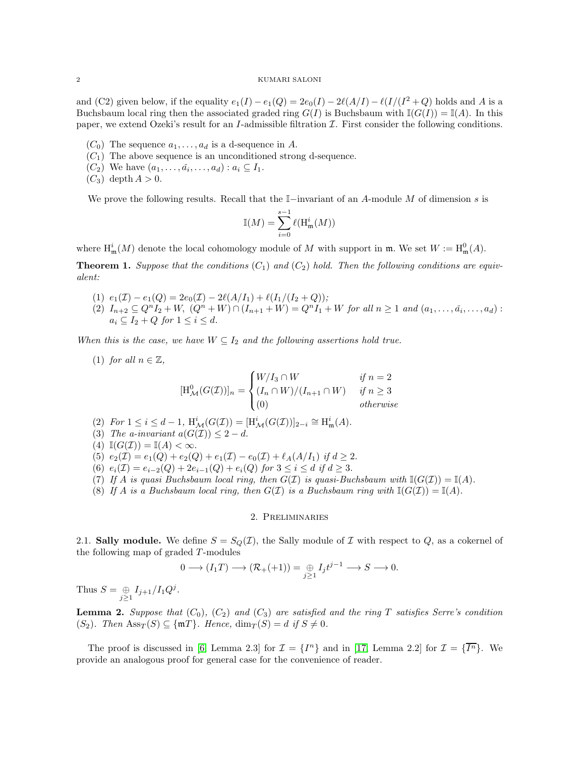and (C2) given below, if the equality $e_1(I) - e_1(Q) = 2e_0(I) - 2\ell(A/I) - \ell(I/(I^2+Q))$ holds and $A$ is a Buchsbaum local ring then the associated graded ring $G(I)$ is Buchsbaum with $\mathbb{I}(G(I)) = \mathbb{I}(A)$. In this paper, we extend Ozeki's result for an $I$-admissible filtration $\mathcal{I}$. First consider the following conditions.

- $(C_0)$ The sequence $a_1, \ldots, a_d$ is a d-sequence in $A$.
- $(C_1)$ The above sequence is an unconditioned strong d-sequence.
- $(C_2)$ We have $(a_1, \ldots, \tilde{a_i}, \ldots, a_d) : a_i \subseteq I_1$.
- $(C_3)$ depth $A > 0$.

We prove the following results. Recall that the $\mathbb{I}-$invariant of an $A$-module $M$ of dimension $s$ is

$$\mathbb{I}(M) = \sum_{i=0}^{s-1} \ell(\mathrm{H}^i_{\mathfrak{m}}(M))$$

where $\mathrm{H}^i_{\mathfrak{m}}(M)$ denote the local cohomology module of $M$ with support in $\mathfrak{m}$. We set $W := \mathrm{H}^0_{\mathfrak{m}}(A)$.

**Theorem 1.** *Suppose that the conditions $(C_1)$ and $(C_2)$ hold. Then the following conditions are equivalent:*

1. $e_1(\mathcal{I}) - e_1(Q) = 2e_0(\mathcal{I}) - 2\ell(A/I_1) + \ell(I_1/(I_2+Q))$;
2. $I_{n+2} \subseteq Q^n I_2 + W$, $(Q^n + W) \cap (I_{n+1} + W) = Q^n I_1 + W$ *for all* $n \geq 1$ *and* $(a_1, \ldots, \tilde{a_i}, \ldots, a_d) : a_i \subseteq I_2 + Q$ *for* $1 \leq i \leq d$.

*When this is the case, we have $W \subseteq I_2$ and the following assertions hold true.*

1. *for all* $n \in \mathbb{Z}$,
$$[\mathrm{H}^0_{\mathcal{M}}(G(\mathcal{I}))]_n = \begin{cases} W/I_3 \cap W & \text{if } n = 2 \\ (I_n \cap W)/(I_{n+1} \cap W) & \text{if } n \geq 3 \\ (0) & \text{otherwise} \end{cases}$$
2. *For* $1 \leq i \leq d-1$, $\mathrm{H}^i_{\mathcal{M}}(G(\mathcal{I})) = [\mathrm{H}^i_{\mathcal{M}}(G(\mathcal{I}))]_{2-i} \cong \mathrm{H}^i_{\mathfrak{m}}(A)$.
3. *The a-invariant* $a(G(\mathcal{I})) \leq 2 - d$.
4. $\mathbb{I}(G(\mathcal{I})) = \mathbb{I}(A) < \infty$.
5. $e_2(\mathcal{I}) = e_1(Q) + e_2(Q) + e_1(\mathcal{I}) - e_0(\mathcal{I}) + \ell_A(A/I_1)$ *if* $d \geq 2$.
6. $e_i(\mathcal{I}) = e_{i-2}(Q) + 2e_{i-1}(Q) + e_i(Q)$ *for* $3 \leq i \leq d$ *if* $d \geq 3$.
7. *If $A$ is quasi Buchsbaum local ring, then $G(\mathcal{I})$ is quasi-Buchsbaum with* $\mathbb{I}(G(\mathcal{I})) = \mathbb{I}(A)$.
8. *If $A$ is a Buchsbaum local ring, then $G(\mathcal{I})$ is a Buchsbaum ring with* $\mathbb{I}(G(\mathcal{I})) = \mathbb{I}(A)$.

## 2. Preliminaries

**2.1. Sally module.** We define $S = S_Q(\mathcal{I})$, the Sally module of $\mathcal{I}$ with respect to $Q$, as a cokernel of the following map of graded $T$-modules

$$0 \longrightarrow (I_1 T) \longrightarrow (\mathcal{R}_+(+1)) = \underset{j\geq 1}{\oplus} I_j t^{j-1} \longrightarrow S \longrightarrow 0.$$

Thus $S = \underset{j\geq 1}{\oplus} I_{j+1}/I_1 Q^j$.

**Lemma 2.** *Suppose that $(C_0)$, $(C_2)$ and $(C_3)$ are satisfied and the ring $T$ satisfies Serre's condition $(S_2)$. Then $\mathrm{Ass}_T(S) \subseteq \{\mathfrak{m}T\}$. Hence, $\dim_T(S) = d$ if $S \neq 0$.*

The proof is discussed in [6, Lemma 2.3] for $\mathcal{I} = \{I^n\}$ and in [17, Lemma 2.2] for $\mathcal{I} = \{\overline{I^n}\}$. We provide an analogous proof for general case for the convenience of reader.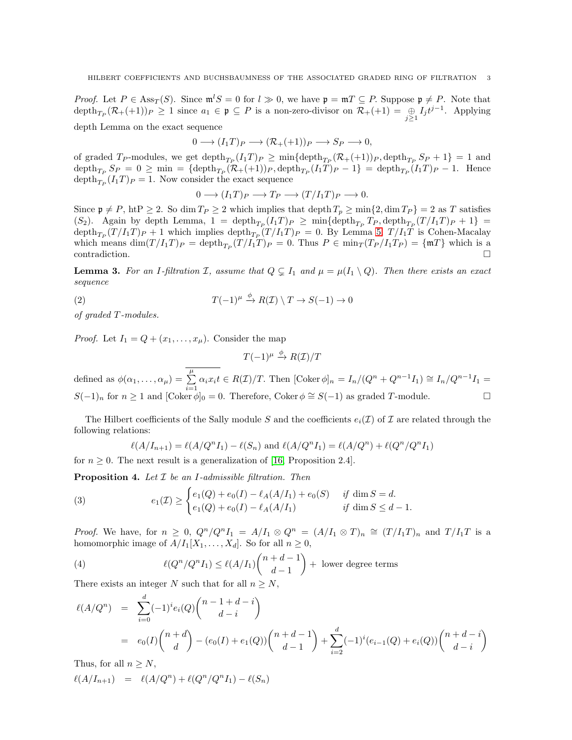*Proof.* Let $P \in \mathrm{Ass}_T(S)$. Since $\mathfrak{m}^l S = 0$ for $l \gg 0$, we have $\mathfrak{p} = \mathfrak{m}T \subseteq P$. Suppose $\mathfrak{p} \neq P$. Note that $\mathrm{depth}_{T_P}(\mathcal{R}_+(+1))_P \geq 1$ since $a_1 \in \mathfrak{p} \subseteq P$ is a non-zero-divisor on $\mathcal{R}_+(+1) = \underset{j\geq 1}{\oplus} I_j t^{j-1}$. Applying depth Lemma on the exact sequence

$$0 \longrightarrow (I_1T)_P \longrightarrow (\mathcal{R}_+(+1))_P \longrightarrow S_P \longrightarrow 0,$$

of graded $T_P$-modules, we get $\mathrm{depth}_{T_P}(I_1T)_P \geq \min\{\mathrm{depth}_{T_P}(\mathcal{R}_+(+1))_P, \mathrm{depth}_{T_P} S_P + 1\} = 1$ and $\mathrm{depth}_{T_P} S_P = 0 \geq \min = \{\mathrm{depth}_{T_P}(\mathcal{R}_+(+1))_P, \mathrm{depth}_{T_P}(I_1T)_P - 1\} = \mathrm{depth}_{T_P}(I_1T)_P - 1$. Hence $\mathrm{depth}_{T_P}(I_1T)_P = 1$. Now consider the exact sequence

$$0 \longrightarrow (I_1T)_P \longrightarrow T_P \longrightarrow (T/I_1T)_P \longrightarrow 0.$$

Since $\mathfrak{p} \neq P$, $\mathrm{htP} \geq 2$. So $\dim T_P \geq 2$ which implies that $\mathrm{depth}\, T_p \geq \min\{2, \dim T_P\} = 2$ as $T$ satisfies $(S_2)$. Again by depth Lemma, $1 = \mathrm{depth}_{T_P}(I_1T)_P \geq \min\{\mathrm{depth}_{T_P} T_P, \mathrm{depth}_{T_P}(T/I_1T)_P + 1\} = \mathrm{depth}_{T_P}(T/I_1T)_P + 1$ which implies $\mathrm{depth}_{T_P}(T/I_1T)_P = 0$. By Lemma 5, $T/I_1T$ is Cohen-Macalay which means $\dim(T/I_1T)_P = \mathrm{depth}_{T_P}(T/I_1T)_P = 0$. Thus $P \in \min_T(T_P/I_1T_P) = \{\mathfrak{m}T\}$ which is a contradiction. $\square$

**Lemma 3.** *For an $I$-filtration $\mathcal{I}$, assume that $Q \subsetneq I_1$ and $\mu = \mu(I_1 \setminus Q)$. Then there exists an exact sequence*

$$T(-1)^\mu \xrightarrow{\phi} R(\mathcal{I}) \setminus T \to S(-1) \to 0 \tag{2}$$

*of graded $T$-modules.*

*Proof.* Let $I_1 = Q + (x_1, \ldots, x_\mu)$. Consider the map

$$T(-1)^\mu \xrightarrow{\phi} R(\mathcal{I})/T$$

defined as $\phi(\alpha_1, \ldots, \alpha_\mu) = \overline{\sum_{i=1}^{\mu} \alpha_i x_i t} \in R(\mathcal{I})/T$. Then $[\mathrm{Coker}\,\phi]_n = I_n/(Q^n + Q^{n-1}I_1) \cong I_n/Q^{n-1}I_1 = S(-1)_n$ for $n \geq 1$ and $[\mathrm{Coker}\,\phi]_0 = 0$. Therefore, $\mathrm{Coker}\,\phi \cong S(-1)$ as graded $T$-module. $\square$

The Hilbert coefficients of the Sally module $S$ and the coefficients $e_i(\mathcal{I})$ of $\mathcal{I}$ are related through the following relations:

$$\ell(A/I_{n+1}) = \ell(A/Q^nI_1) - \ell(S_n) \text{ and } \ell(A/Q^nI_1) = \ell(A/Q^n) + \ell(Q^n/Q^nI_1)$$

for $n \geq 0$. The next result is a generalization of [16, Proposition 2.4].

**Proposition 4.** *Let $\mathcal{I}$ be an $I$-admissible filtration. Then*

$$e_1(\mathcal{I}) \geq \begin{cases} e_1(Q) + e_0(I) - \ell_A(A/I_1) + e_0(S) & \text{if } \dim S = d. \\ e_1(Q) + e_0(I) - \ell_A(A/I_1) & \text{if } \dim S \leq d-1. \end{cases} \tag{3}$$

*Proof.* We have, for $n \geq 0$, $Q^n/Q^nI_1 = A/I_1 \otimes Q^n = (A/I_1 \otimes T)_n \cong (T/I_1T)_n$ and $T/I_1T$ is a homomorphic image of $A/I_1[X_1, \ldots, X_d]$. So for all $n \geq 0$,

$$\ell(Q^n/Q^nI_1) \leq \ell(A/I_1)\binom{n+d-1}{d-1} + \text{ lower degree terms} \tag{4}$$

There exists an integer $N$ such that for all $n \geq N$,

$$\begin{aligned}
\ell(A/Q^n) &= \sum_{i=0}^{d}(-1)^i e_i(Q)\binom{n-1+d-i}{d-i} \\
&= e_0(I)\binom{n+d}{d} - (e_0(I) + e_1(Q))\binom{n+d-1}{d-1} + \sum_{i=2}^{d}(-1)^i(e_{i-1}(Q) + e_i(Q))\binom{n+d-i}{d-i}
\end{aligned}$$

Thus, for all $n \geq N$,

$$\ell(A/I_{n+1}) = \ell(A/Q^n) + \ell(Q^n/Q^nI_1) - \ell(S_n)$$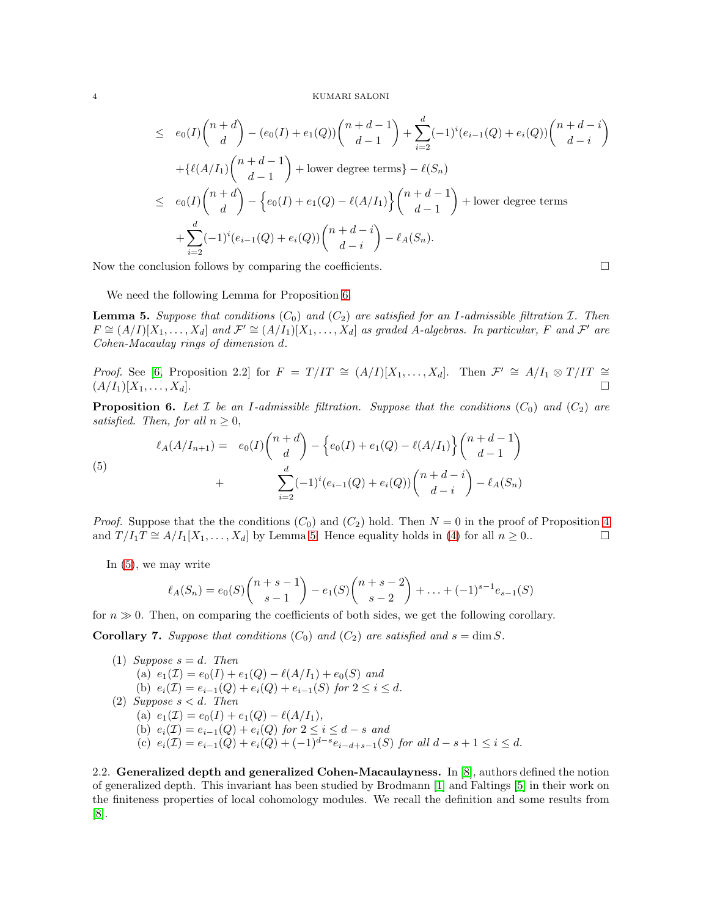$$
\begin{aligned}
&\leq e_0(I)\binom{n+d}{d} - (e_0(I)+e_1(Q))\binom{n+d-1}{d-1} + \sum_{i=2}^{d}(-1)^i(e_{i-1}(Q)+e_i(Q))\binom{n+d-i}{d-i} \\
&\quad + \{\ell(A/I_1)\binom{n+d-1}{d-1} + \text{lower degree terms}\} - \ell(S_n) \\
&\leq e_0(I)\binom{n+d}{d} - \Big\{e_0(I)+e_1(Q)-\ell(A/I_1)\Big\}\binom{n+d-1}{d-1} + \text{lower degree terms} \\
&\quad + \sum_{i=2}^{d}(-1)^i(e_{i-1}(Q)+e_i(Q))\binom{n+d-i}{d-i} - \ell_A(S_n).
\end{aligned}
$$

Now the conclusion follows by comparing the coefficients. $\square$

We need the following Lemma for Proposition 6.

**Lemma 5.** *Suppose that conditions $(C_0)$ and $(C_2)$ are satisfied for an $I$-admissible filtration $\mathcal{I}$. Then $F \cong (A/I)[X_1,\ldots,X_d]$ and $\mathcal{F}' \cong (A/I_1)[X_1,\ldots,X_d]$ as graded $A$-algebras. In particular, $F$ and $\mathcal{F}'$ are Cohen-Macaulay rings of dimension $d$.*

*Proof.* See [6, Proposition 2.2] for $F = T/IT \cong (A/I)[X_1,\ldots,X_d]$. Then $\mathcal{F}' \cong A/I_1 \otimes T/IT \cong (A/I_1)[X_1,\ldots,X_d]$. $\square$

**Proposition 6.** *Let $\mathcal{I}$ be an $I$-admissible filtration. Suppose that the conditions $(C_0)$ and $(C_2)$ are satisfied. Then, for all $n \geq 0$,*

$$
\begin{aligned}
\ell_A(A/I_{n+1}) = \quad & e_0(I)\binom{n+d}{d} - \Big\{e_0(I)+e_1(Q)-\ell(A/I_1)\Big\}\binom{n+d-1}{d-1} \\
+ \quad & \sum_{i=2}^{d}(-1)^i(e_{i-1}(Q)+e_i(Q))\binom{n+d-i}{d-i} - \ell_A(S_n)
\end{aligned}
\tag{5}
$$

*Proof.* Suppose that the the conditions $(C_0)$ and $(C_2)$ hold. Then $N = 0$ in the proof of Proposition 4 and $T/I_1T \cong A/I_1[X_1,\ldots,X_d]$ by Lemma 5. Hence equality holds in (4) for all $n \geq 0$.. $\square$

In (5), we may write

$$
\ell_A(S_n) = e_0(S)\binom{n+s-1}{s-1} - e_1(S)\binom{n+s-2}{s-2} + \ldots + (-1)^{s-1}e_{s-1}(S)
$$

for $n \gg 0$. Then, on comparing the coefficients of both sides, we get the following corollary.

**Corollary 7.** *Suppose that conditions $(C_0)$ and $(C_2)$ are satisfied and $s = \dim S$.*

1. *Suppose $s = d$. Then*
   (a) $e_1(\mathcal{I}) = e_0(I) + e_1(Q) - \ell(A/I_1) + e_0(S)$ *and*
   (b) $e_i(\mathcal{I}) = e_{i-1}(Q) + e_i(Q) + e_{i-1}(S)$ *for* $2 \leq i \leq d$.
2. *Suppose $s < d$. Then*
   (a) $e_1(\mathcal{I}) = e_0(I) + e_1(Q) - \ell(A/I_1)$,
   (b) $e_i(\mathcal{I}) = e_{i-1}(Q) + e_i(Q)$ *for* $2 \leq i \leq d-s$ *and*
   (c) $e_i(\mathcal{I}) = e_{i-1}(Q) + e_i(Q) + (-1)^{d-s}e_{i-d+s-1}(S)$ *for all* $d-s+1 \leq i \leq d$.

### 2.2. Generalized depth and generalized Cohen-Macaulayness.

In [8], authors defined the notion of generalized depth. This invariant has been studied by Brodmann [1] and Faltings [5] in their work on the finiteness properties of local cohomology modules. We recall the definition and some results from [8].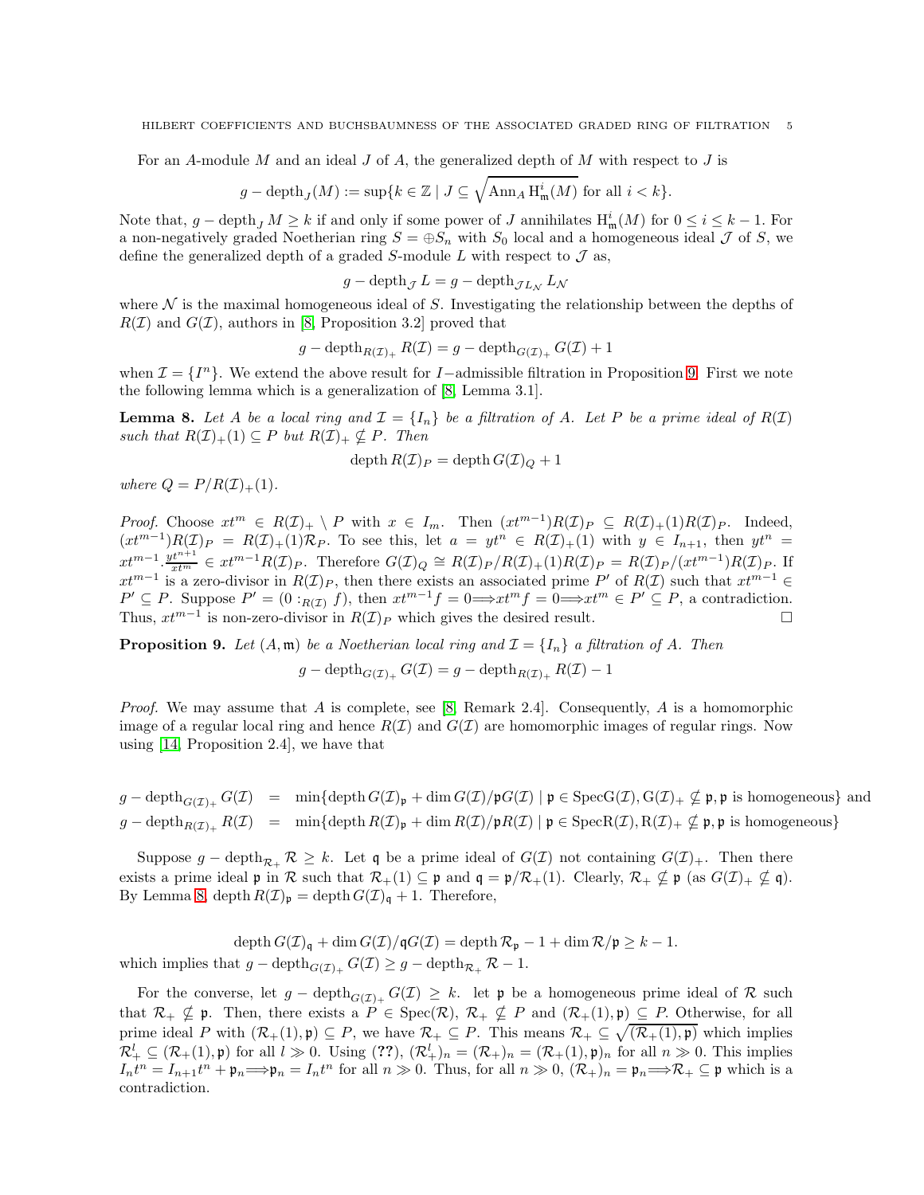For an $A$-module $M$ and an ideal $J$ of $A$, the generalized depth of $M$ with respect to $J$ is

$$g-\operatorname{depth}_J(M) := \sup\{k \in \mathbb{Z} \mid J \subseteq \sqrt{\operatorname{Ann}_A \operatorname{H}^i_{\mathfrak{m}}(M)} \text{ for all } i < k\}.$$

Note that, $g-\operatorname{depth}_J M \geq k$ if and only if some power of $J$ annihilates $\operatorname{H}^i_{\mathfrak{m}}(M)$ for $0 \leq i \leq k-1$. For a non-negatively graded Noetherian ring $S = \oplus S_n$ with $S_0$ local and a homogeneous ideal $\mathcal{J}$ of $S$, we define the generalized depth of a graded $S$-module $L$ with respect to $\mathcal{J}$ as,

$$g-\operatorname{depth}_{\mathcal{J}} L = g-\operatorname{depth}_{\mathcal{J}L_{\mathcal{N}}} L_{\mathcal{N}}$$

where $\mathcal{N}$ is the maximal homogeneous ideal of $S$. Investigating the relationship between the depths of $R(\mathcal{I})$ and $G(\mathcal{I})$, authors in [8, Proposition 3.2] proved that

$$g-\operatorname{depth}_{R(\mathcal{I})_+} R(\mathcal{I}) = g-\operatorname{depth}_{G(\mathcal{I})_+} G(\mathcal{I}) + 1$$

when $\mathcal{I} = \{I^n\}$. We extend the above result for $I-$admissible filtration in Proposition 9. First we note the following lemma which is a generalization of [8, Lemma 3.1].

**Lemma 8.** *Let $A$ be a local ring and $\mathcal{I} = \{I_n\}$ be a filtration of $A$. Let $P$ be a prime ideal of $R(\mathcal{I})$ such that $R(\mathcal{I})_+(1) \subseteq P$ but $R(\mathcal{I})_+ \nsubseteq P$. Then*

$$\operatorname{depth} R(\mathcal{I})_P = \operatorname{depth} G(\mathcal{I})_Q + 1$$

*where $Q = P/R(\mathcal{I})_+(1)$.*

*Proof.* Choose $xt^m \in R(\mathcal{I})_+ \setminus P$ with $x \in I_m$. Then $(xt^{m-1})R(\mathcal{I})_P \subseteq R(\mathcal{I})_+(1)R(\mathcal{I})_P$. Indeed, $(xt^{m-1})R(\mathcal{I})_P = R(\mathcal{I})_+(1)\mathcal{R}_P$. To see this, let $a = yt^n \in R(\mathcal{I})_+(1)$ with $y \in I_{n+1}$, then $yt^n = xt^{m-1}.\frac{yt^{n+1}}{xt^m} \in xt^{m-1}R(\mathcal{I})_P$. Therefore $G(\mathcal{I})_Q \cong R(\mathcal{I})_P/R(\mathcal{I})_+(1)R(\mathcal{I})_P = R(\mathcal{I})_P/(xt^{m-1})R(\mathcal{I})_P$. If $xt^{m-1}$ is a zero-divisor in $R(\mathcal{I})_P$, then there exists an associated prime $P'$ of $R(\mathcal{I})$ such that $xt^{m-1} \in P' \subseteq P$. Suppose $P' = (0 :_{R(\mathcal{I})} f)$, then $xt^{m-1}f = 0 \Longrightarrow xt^m f = 0 \Longrightarrow xt^m \in P' \subseteq P$, a contradiction. Thus, $xt^{m-1}$ is non-zero-divisor in $R(\mathcal{I})_P$ which gives the desired result. $\square$

**Proposition 9.** *Let $(A, \mathfrak{m})$ be a Noetherian local ring and $\mathcal{I} = \{I_n\}$ a filtration of $A$. Then*

$$g-\operatorname{depth}_{G(\mathcal{I})_+} G(\mathcal{I}) = g-\operatorname{depth}_{R(\mathcal{I})_+} R(\mathcal{I}) - 1$$

*Proof.* We may assume that $A$ is complete, see [8, Remark 2.4]. Consequently, $A$ is a homomorphic image of a regular local ring and hence $R(\mathcal{I})$ and $G(\mathcal{I})$ are homomorphic images of regular rings. Now using [14, Proposition 2.4], we have that

$$\begin{aligned}
g-\operatorname{depth}_{G(\mathcal{I})_+} G(\mathcal{I}) &= \min\{\operatorname{depth} G(\mathcal{I})_{\mathfrak{p}} + \dim G(\mathcal{I})/\mathfrak{p}G(\mathcal{I}) \mid \mathfrak{p} \in \operatorname{Spec}G(\mathcal{I}), G(\mathcal{I})_+ \nsubseteq \mathfrak{p}, \mathfrak{p} \text{ is homogeneous}\} \text{ and} \\
g-\operatorname{depth}_{R(\mathcal{I})_+} R(\mathcal{I}) &= \min\{\operatorname{depth} R(\mathcal{I})_{\mathfrak{p}} + \dim R(\mathcal{I})/\mathfrak{p}R(\mathcal{I}) \mid \mathfrak{p} \in \operatorname{Spec}R(\mathcal{I}), R(\mathcal{I})_+ \nsubseteq \mathfrak{p}, \mathfrak{p} \text{ is homogeneous}\}
\end{aligned}$$

Suppose $g-\operatorname{depth}_{\mathcal{R}_+} \mathcal{R} \geq k$. Let $\mathfrak{q}$ be a prime ideal of $G(\mathcal{I})$ not containing $G(\mathcal{I})_+$. Then there exists a prime ideal $\mathfrak{p}$ in $\mathcal{R}$ such that $\mathcal{R}_+(1) \subseteq \mathfrak{p}$ and $\mathfrak{q} = \mathfrak{p}/\mathcal{R}_+(1)$. Clearly, $\mathcal{R}_+ \nsubseteq \mathfrak{p}$ (as $G(\mathcal{I})_+ \nsubseteq \mathfrak{q}$). By Lemma 8, $\operatorname{depth} R(\mathcal{I})_{\mathfrak{p}} = \operatorname{depth} G(\mathcal{I})_{\mathfrak{q}} + 1$. Therefore,

$$\operatorname{depth} G(\mathcal{I})_{\mathfrak{q}} + \dim G(\mathcal{I})/\mathfrak{q}G(\mathcal{I}) = \operatorname{depth} \mathcal{R}_{\mathfrak{p}} - 1 + \dim \mathcal{R}/\mathfrak{p} \geq k-1.$$

which implies that $g-\operatorname{depth}_{G(\mathcal{I})_+} G(\mathcal{I}) \geq g-\operatorname{depth}_{\mathcal{R}_+} \mathcal{R} - 1$.

For the converse, let $g-\operatorname{depth}_{G(\mathcal{I})_+} G(\mathcal{I}) \geq k$. let $\mathfrak{p}$ be a homogeneous prime ideal of $\mathcal{R}$ such that $\mathcal{R}_+ \nsubseteq \mathfrak{p}$. Then, there exists a $P \in \operatorname{Spec}(\mathcal{R})$, $\mathcal{R}_+ \nsubseteq P$ and $(\mathcal{R}_+(1), \mathfrak{p}) \subseteq P$. Otherwise, for all prime ideal $P$ with $(\mathcal{R}_+(1), \mathfrak{p}) \subseteq P$, we have $\mathcal{R}_+ \subseteq P$. This means $\mathcal{R}_+ \subseteq \sqrt{(\mathcal{R}_+(1), \mathfrak{p})}$ which implies $\mathcal{R}_+^l \subseteq (\mathcal{R}_+(1), \mathfrak{p})$ for all $l \gg 0$. Using (??), $(\mathcal{R}_+^l)_n = (\mathcal{R}_+)_n = (\mathcal{R}_+(1), \mathfrak{p})_n$ for all $n \gg 0$. This implies $I_n t^n = I_{n+1}t^n + \mathfrak{p}_n \Longrightarrow \mathfrak{p}_n = I_n t^n$ for all $n \gg 0$. Thus, for all $n \gg 0$, $(\mathcal{R}_+)_n = \mathfrak{p}_n \Longrightarrow \mathcal{R}_+ \subseteq \mathfrak{p}$ which is a contradiction.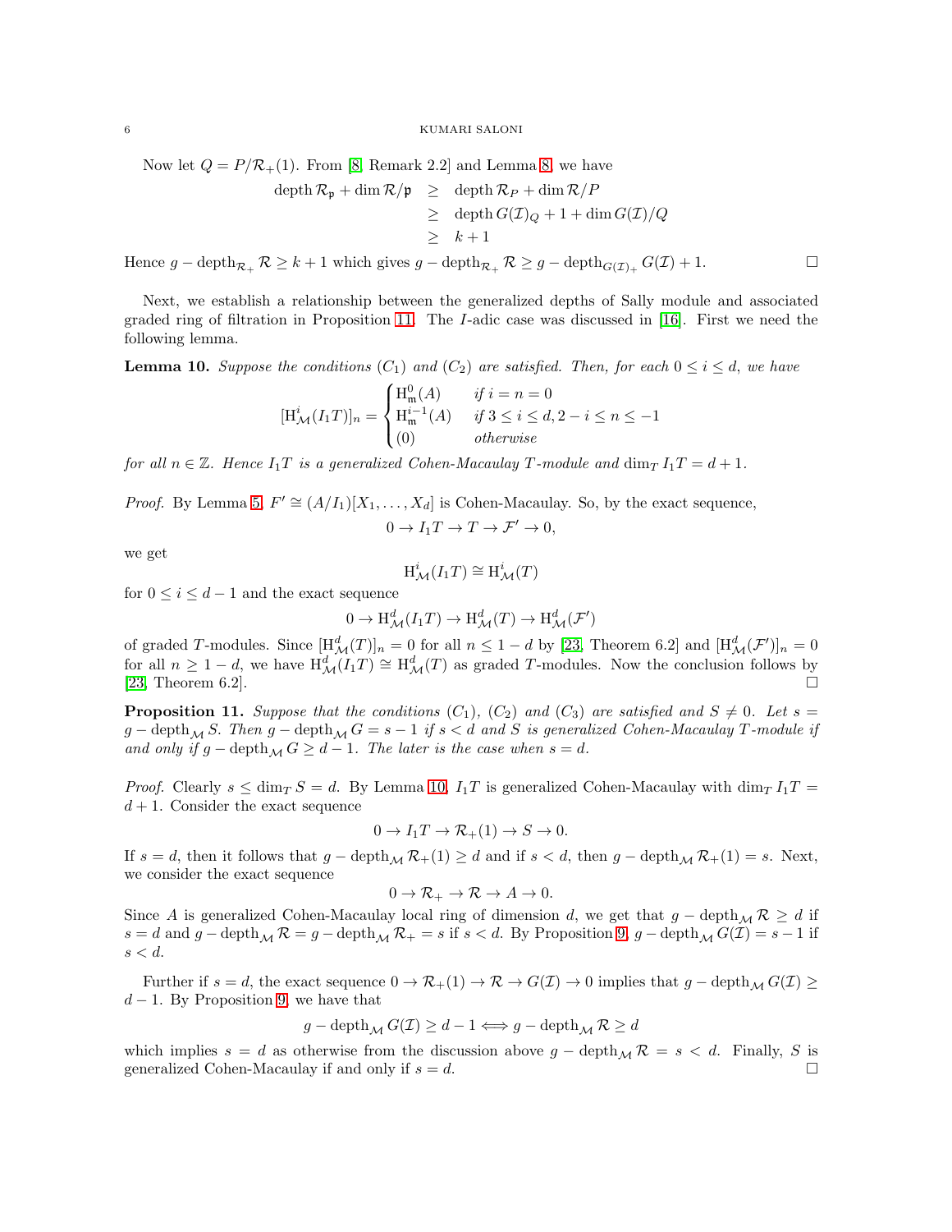Now let $Q = P/\mathcal{R}_+(1)$. From [8, Remark 2.2] and Lemma 8, we have

$$
\begin{aligned}
\operatorname{depth} \mathcal{R}_{\mathfrak{p}} + \dim \mathcal{R}/\mathfrak{p} &\geq \operatorname{depth} \mathcal{R}_P + \dim \mathcal{R}/P \\
&\geq \operatorname{depth} G(\mathcal{I})_Q + 1 + \dim G(\mathcal{I})/Q \\
&\geq k+1
\end{aligned}
$$

Hence $g-\operatorname{depth}_{\mathcal{R}_+} \mathcal{R} \geq k+1$ which gives $g-\operatorname{depth}_{\mathcal{R}_+} \mathcal{R} \geq g-\operatorname{depth}_{G(\mathcal{I})_+} G(\mathcal{I}) + 1$. □

Next, we establish a relationship between the generalized depths of Sally module and associated graded ring of filtration in Proposition 11. The $I$-adic case was discussed in [16]. First we need the following lemma.

**Lemma 10.** *Suppose the conditions $(C_1)$ and $(C_2)$ are satisfied. Then, for each $0 \leq i \leq d$, we have*

$$
[\mathrm{H}^i_{\mathcal{M}}(I_1T)]_n = \begin{cases} \mathrm{H}^0_{\mathfrak{m}}(A) & \text{if } i = n = 0 \\ \mathrm{H}^{i-1}_{\mathfrak{m}}(A) & \text{if } 3 \leq i \leq d, 2-i \leq n \leq -1 \\ (0) & \text{otherwise} \end{cases}
$$

*for all $n \in \mathbb{Z}$. Hence $I_1T$ is a generalized Cohen-Macaulay $T$-module and $\dim_T I_1T = d+1$.*

*Proof.* By Lemma 5, $F' \cong (A/I_1)[X_1, \ldots, X_d]$ is Cohen-Macaulay. So, by the exact sequence,

$$0 \to I_1T \to T \to \mathcal{F}' \to 0,$$

we get

$$\mathrm{H}^i_{\mathcal{M}}(I_1T) \cong \mathrm{H}^i_{\mathcal{M}}(T)$$

for $0 \leq i \leq d-1$ and the exact sequence

$$0 \to \mathrm{H}^d_{\mathcal{M}}(I_1T) \to \mathrm{H}^d_{\mathcal{M}}(T) \to \mathrm{H}^d_{\mathcal{M}}(\mathcal{F}')$$

of graded $T$-modules. Since $[\mathrm{H}^d_{\mathcal{M}}(T)]_n = 0$ for all $n \leq 1-d$ by [23, Theorem 6.2] and $[\mathrm{H}^d_{\mathcal{M}}(\mathcal{F}')]_n = 0$ for all $n \geq 1-d$, we have $\mathrm{H}^d_{\mathcal{M}}(I_1T) \cong \mathrm{H}^d_{\mathcal{M}}(T)$ as graded $T$-modules. Now the conclusion follows by [23, Theorem 6.2]. □

**Proposition 11.** *Suppose that the conditions $(C_1)$, $(C_2)$ and $(C_3)$ are satisfied and $S \neq 0$. Let $s = g-\operatorname{depth}_{\mathcal{M}} S$. Then $g-\operatorname{depth}_{\mathcal{M}} G = s-1$ if $s < d$ and $S$ is generalized Cohen-Macaulay $T$-module if and only if $g-\operatorname{depth}_{\mathcal{M}} G \geq d-1$. The later is the case when $s = d$.*

*Proof.* Clearly $s \leq \dim_T S = d$. By Lemma 10, $I_1T$ is generalized Cohen-Macaulay with $\dim_T I_1T = d+1$. Consider the exact sequence

$$0 \to I_1T \to \mathcal{R}_+(1) \to S \to 0.$$

If $s = d$, then it follows that $g-\operatorname{depth}_{\mathcal{M}} \mathcal{R}_+(1) \geq d$ and if $s < d$, then $g-\operatorname{depth}_{\mathcal{M}} \mathcal{R}_+(1) = s$. Next, we consider the exact sequence

$$0 \to \mathcal{R}_+ \to \mathcal{R} \to A \to 0.$$

Since $A$ is generalized Cohen-Macaulay local ring of dimension $d$, we get that $g-\operatorname{depth}_{\mathcal{M}} \mathcal{R} \geq d$ if $s = d$ and $g-\operatorname{depth}_{\mathcal{M}} \mathcal{R} = g-\operatorname{depth}_{\mathcal{M}} \mathcal{R}_+ = s$ if $s < d$. By Proposition 9, $g-\operatorname{depth}_{\mathcal{M}} G(\mathcal{I}) = s-1$ if $s < d$.

Further if $s = d$, the exact sequence $0 \to \mathcal{R}_+(1) \to \mathcal{R} \to G(\mathcal{I}) \to 0$ implies that $g-\operatorname{depth}_{\mathcal{M}} G(\mathcal{I}) \geq d-1$. By Proposition 9, we have that

$$g-\operatorname{depth}_{\mathcal{M}} G(\mathcal{I}) \geq d-1 \Longleftrightarrow g-\operatorname{depth}_{\mathcal{M}} \mathcal{R} \geq d$$

which implies $s = d$ as otherwise from the discussion above $g-\operatorname{depth}_{\mathcal{M}} \mathcal{R} = s < d$. Finally, $S$ is generalized Cohen-Macaulay if and only if $s = d$. □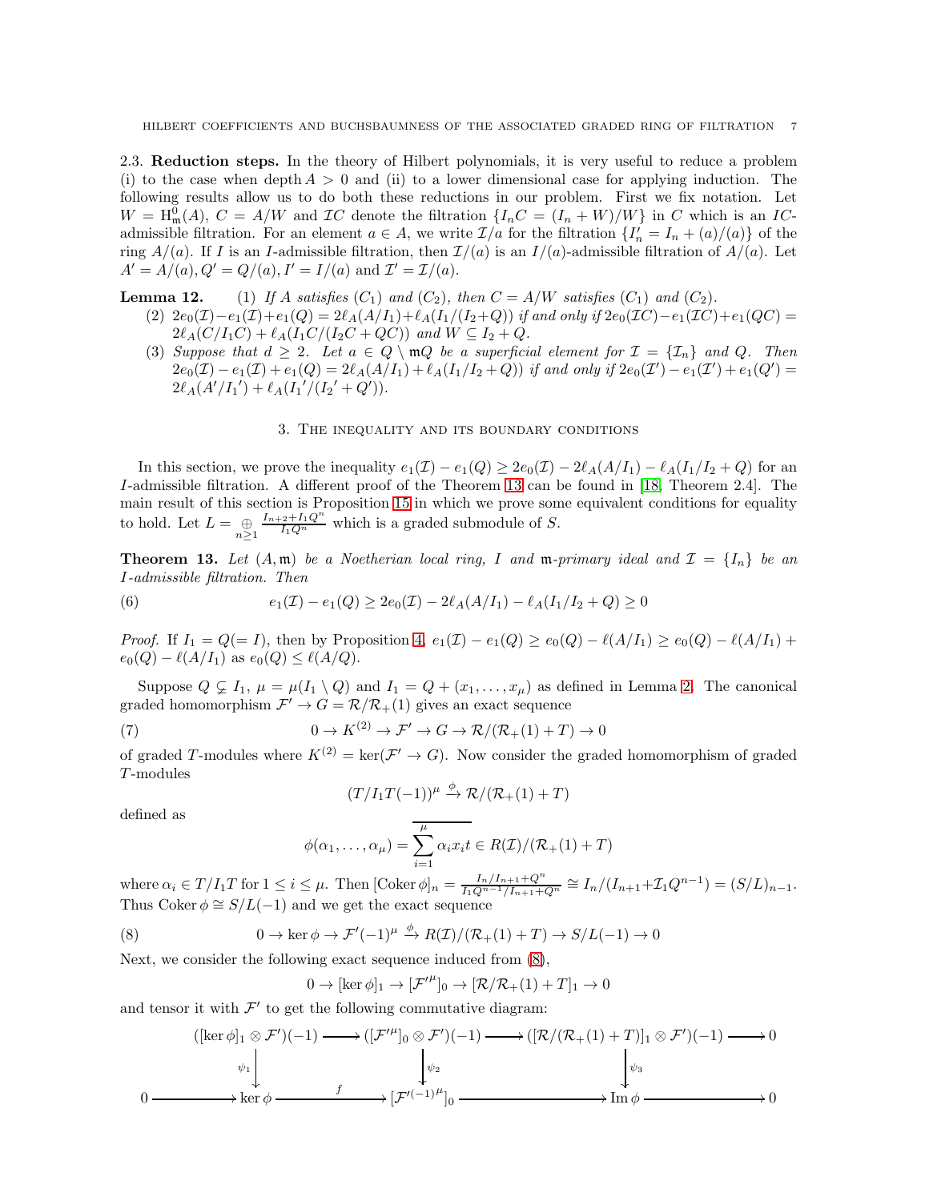2.3. **Reduction steps.** In the theory of Hilbert polynomials, it is very useful to reduce a problem (i) to the case when $\operatorname{depth} A > 0$ and (ii) to a lower dimensional case for applying induction. The following results allow us to do both these reductions in our problem. First we fix notation. Let $W = \mathrm{H}^0_{\mathfrak{m}}(A)$, $C = A/W$ and $\mathcal{I}C$ denote the filtration $\{I_nC = (I_n + W)/W\}$ in $C$ which is an $IC$-admissible filtration. For an element $a \in A$, we write $\mathcal{I}/a$ for the filtration $\{I'_n = I_n + (a)/(a)\}$ of the ring $A/(a)$. If $I$ is an $I$-admissible filtration, then $\mathcal{I}/(a)$ is an $I/(a)$-admissible filtration of $A/(a)$. Let $A' = A/(a), Q' = Q/(a), I' = I/(a)$ and $\mathcal{I}' = \mathcal{I}/(a)$.

**Lemma 12.** 
(1) *If $A$ satisfies $(C_1)$ and $(C_2)$, then $C = A/W$ satisfies $(C_1)$ and $(C_2)$.*
(2) *$2e_0(\mathcal{I}) - e_1(\mathcal{I}) + e_1(Q) = 2\ell_A(A/I_1) + \ell_A(I_1/(I_2+Q))$ if and only if $2e_0(\mathcal{I}C) - e_1(\mathcal{I}C) + e_1(QC) = 2\ell_A(C/I_1C) + \ell_A(I_1C/(I_2C + QC))$ and $W \subseteq I_2 + Q$.*
(3) *Suppose that $d \geq 2$. Let $a \in Q \setminus \mathfrak{m}Q$ be a superficial element for $\mathcal{I} = \{\mathcal{I}_n\}$ and $Q$. Then $2e_0(\mathcal{I}) - e_1(\mathcal{I}) + e_1(Q) = 2\ell_A(A/I_1) + \ell_A(I_1/I_2 + Q))$ if and only if $2e_0(\mathcal{I}') - e_1(\mathcal{I}') + e_1(Q') = 2\ell_A(A'/I_1') + \ell_A(I_1'/(I_2' + Q'))$.*

## 3. The inequality and its boundary conditions

In this section, we prove the inequality $e_1(\mathcal{I}) - e_1(Q) \geq 2e_0(\mathcal{I}) - 2\ell_A(A/I_1) - \ell_A(I_1/I_2 + Q)$ for an $I$-admissible filtration. A different proof of the Theorem 13 can be found in [18, Theorem 2.4]. The main result of this section is Proposition 15 in which we prove some equivalent conditions for equality to hold. Let $L = \bigoplus_{n\geq 1} \frac{I_{n+2}+I_1Q^n}{I_1Q^n}$ which is a graded submodule of $S$.

**Theorem 13.** *Let $(A, \mathfrak{m})$ be a Noetherian local ring, $I$ and $\mathfrak{m}$-primary ideal and $\mathcal{I} = \{I_n\}$ be an $I$-admissible filtration. Then*

$$e_1(\mathcal{I}) - e_1(Q) \geq 2e_0(\mathcal{I}) - 2\ell_A(A/I_1) - \ell_A(I_1/I_2 + Q) \geq 0 \tag{6}$$

*Proof.* If $I_1 = Q(= I)$, then by Proposition 4, $e_1(\mathcal{I}) - e_1(Q) \geq e_0(Q) - \ell(A/I_1) \geq e_0(Q) - \ell(A/I_1) + e_0(Q) - \ell(A/I_1)$ as $e_0(Q) \leq \ell(A/Q)$.

Suppose $Q \subsetneq I_1$, $\mu = \mu(I_1 \setminus Q)$ and $I_1 = Q + (x_1, \ldots, x_\mu)$ as defined in Lemma 2. The canonical graded homomorphism $\mathcal{F}' \to G = \mathcal{R}/\mathcal{R}_+(1)$ gives an exact sequence

$$0 \to K^{(2)} \to \mathcal{F}' \to G \to \mathcal{R}/(\mathcal{R}_+(1) + T) \to 0 \tag{7}$$

of graded $T$-modules where $K^{(2)} = \ker(\mathcal{F}' \to G)$. Now consider the graded homomorphism of graded $T$-modules

$$(T/I_1T(-1))^\mu \xrightarrow{\phi} \mathcal{R}/(\mathcal{R}_+(1) + T)$$

defined as

$$\phi(\alpha_1, \ldots, \alpha_\mu) = \overline{\sum_{i=1}^{\mu} \alpha_i x_i t} \in R(\mathcal{I})/(\mathcal{R}_+(1) + T)$$

where $\alpha_i \in T/I_1T$ for $1 \leq i \leq \mu$. Then $[\operatorname{Coker}\phi]_n = \frac{I_n/I_{n+1}+Q^n}{I_1Q^{n-1}/I_{n+1}+Q^n} \cong I_n/(I_{n+1} + \mathcal{I}_1Q^{n-1}) = (S/L)_{n-1}$. Thus $\operatorname{Coker}\phi \cong S/L(-1)$ and we get the exact sequence

$$0 \to \ker\phi \to \mathcal{F}'(-1)^\mu \xrightarrow{\phi} R(\mathcal{I})/(\mathcal{R}_+(1) + T) \to S/L(-1) \to 0 \tag{8}$$

Next, we consider the following exact sequence induced from (8),

$$0 \to [\ker\phi]_1 \to [\mathcal{F}'^\mu]_0 \to [\mathcal{R}/\mathcal{R}_+(1) + T]_1 \to 0$$

and tensor it with $\mathcal{F}'$ to get the following commutative diagram:

$$\begin{array}{ccccccccc}
 & & ([\ker\phi]_1 \otimes \mathcal{F}')(-1) & \longrightarrow & ([\mathcal{F}'^\mu]_0 \otimes \mathcal{F}')(-1) & \longrightarrow & ([\mathcal{R}/(\mathcal{R}_+(1)+T)]_1 \otimes \mathcal{F}')(-1) & \longrightarrow & 0 \\
 & & \downarrow{\scriptstyle \psi_1} & & \downarrow{\scriptstyle \psi_2} & & \downarrow{\scriptstyle \psi_3} & & \\
0 & \longrightarrow & \ker\phi & \xrightarrow{f} & [\mathcal{F}'(-1)^\mu]_0 & \longrightarrow & \operatorname{Im}\phi & \longrightarrow & 0
\end{array}$$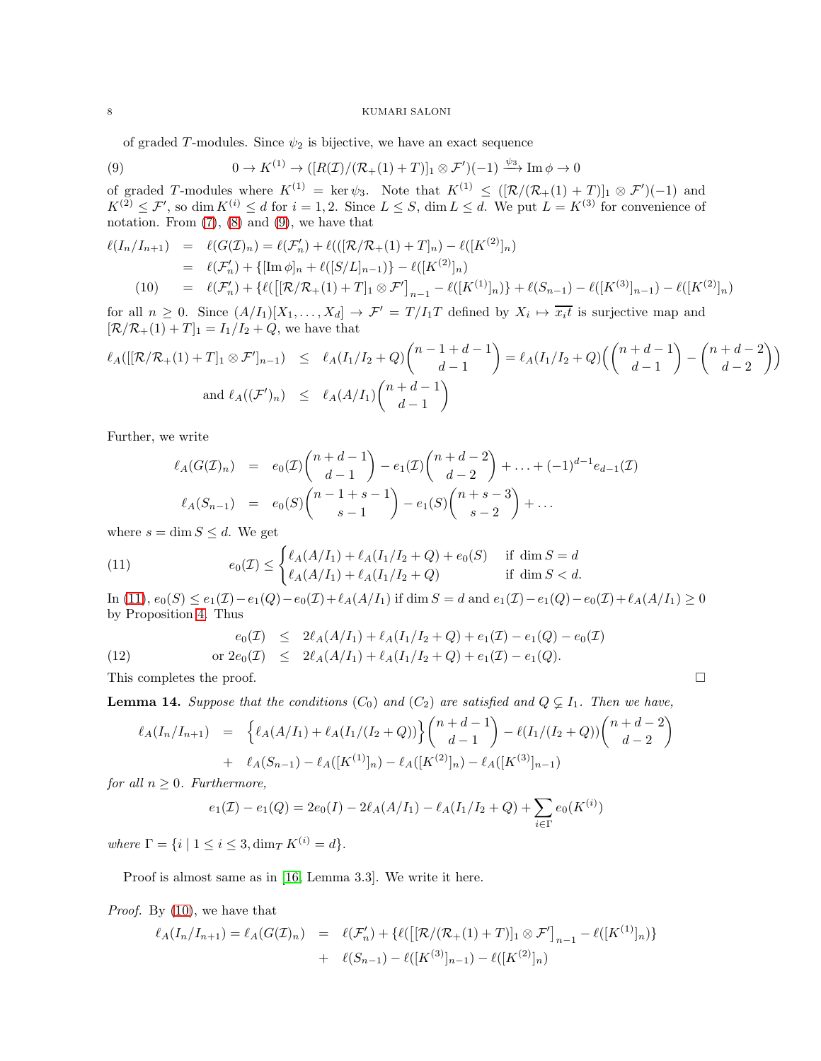of graded $T$-modules. Since $\psi_2$ is bijective, we have an exact sequence

$$0 \to K^{(1)} \to ([R(\mathcal{I})/(\mathcal{R}_+(1)+T)]_1 \otimes \mathcal{F}')(-1) \xrightarrow{\psi_3} \operatorname{Im}\phi \to 0 \tag{9}$$

of graded $T$-modules where $K^{(1)} = \ker \psi_3$. Note that $K^{(1)} \leq ([\mathcal{R}/(\mathcal{R}_+(1)+T)]_1 \otimes \mathcal{F}')(-1)$ and $K^{(2)} \leq \mathcal{F}'$, so $\dim K^{(i)} \leq d$ for $i = 1, 2$. Since $L \leq S$, $\dim L \leq d$. We put $L = K^{(3)}$ for convenience of notation. From (7), (8) and (9), we have that

$$\begin{aligned}
\ell(I_n/I_{n+1}) &= \ell(G(\mathcal{I})_n) = \ell(\mathcal{F}'_n) + \ell(([\mathcal{R}/\mathcal{R}_+(1)+T]_n) - \ell([K^{(2)}]_n) \\
&= \ell(\mathcal{F}'_n) + \{[\operatorname{Im}\phi]_n + \ell([S/L]_{n-1})\} - \ell([K^{(2)}]_n) \\
&= \ell(\mathcal{F}'_n) + \{\ell(\left[[\mathcal{R}/\mathcal{R}_+(1)+T]_1 \otimes \mathcal{F}'\right]_{n-1} - \ell([K^{(1)}]_n)\} + \ell(S_{n-1}) - \ell([K^{(3)}]_{n-1}) - \ell([K^{(2)}]_n)
\end{aligned} \tag{10}$$

for all $n \geq 0$. Since $(A/I_1)[X_1, \ldots, X_d] \to \mathcal{F}' = T/I_1T$ defined by $X_i \mapsto \overline{x_it}$ is surjective map and $[\mathcal{R}/\mathcal{R}_+(1)+T]_1 = I_1/I_2 + Q$, we have that

$$\begin{aligned}
\ell_A([[\mathcal{R}/\mathcal{R}_+(1)+T]_1 \otimes \mathcal{F}']_{n-1}) &\leq \ell_A(I_1/I_2+Q)\binom{n-1+d-1}{d-1} = \ell_A(I_1/I_2+Q)\Big(\binom{n+d-1}{d-1} - \binom{n+d-2}{d-2}\Big) \\
\text{and } \ell_A((\mathcal{F}')_n) &\leq \ell_A(A/I_1)\binom{n+d-1}{d-1}
\end{aligned}$$

Further, we write

$$\begin{aligned}
\ell_A(G(\mathcal{I})_n) &= e_0(\mathcal{I})\binom{n+d-1}{d-1} - e_1(\mathcal{I})\binom{n+d-2}{d-2} + \ldots + (-1)^{d-1}e_{d-1}(\mathcal{I}) \\
\ell_A(S_{n-1}) &= e_0(S)\binom{n-1+s-1}{s-1} - e_1(S)\binom{n+s-3}{s-2} + \ldots
\end{aligned}$$

where $s = \dim S \leq d$. We get

$$e_0(\mathcal{I}) \leq \begin{cases} \ell_A(A/I_1) + \ell_A(I_1/I_2+Q) + e_0(S) & \text{if } \dim S = d \\ \ell_A(A/I_1) + \ell_A(I_1/I_2+Q) & \text{if } \dim S < d. \end{cases} \tag{11}$$

In (11), $e_0(S) \leq e_1(\mathcal{I}) - e_1(Q) - e_0(\mathcal{I}) + \ell_A(A/I_1)$ if $\dim S = d$ and $e_1(\mathcal{I}) - e_1(Q) - e_0(\mathcal{I}) + \ell_A(A/I_1) \geq 0$ by Proposition 4. Thus

$$\begin{aligned}
e_0(\mathcal{I}) &\leq 2\ell_A(A/I_1) + \ell_A(I_1/I_2+Q) + e_1(\mathcal{I}) - e_1(Q) - e_0(\mathcal{I}) \\
\text{or } 2e_0(\mathcal{I}) &\leq 2\ell_A(A/I_1) + \ell_A(I_1/I_2+Q) + e_1(\mathcal{I}) - e_1(Q).
\end{aligned} \tag{12}$$

This completes the proof. □

**Lemma 14.** *Suppose that the conditions $(C_0)$ and $(C_2)$ are satisfied and $Q \subsetneq I_1$. Then we have,*

$$\begin{aligned}
\ell_A(I_n/I_{n+1}) &= \Big\{\ell_A(A/I_1) + \ell_A(I_1/(I_2+Q))\Big\}\binom{n+d-1}{d-1} - \ell(I_1/(I_2+Q))\binom{n+d-2}{d-2} \\
&+ \ell_A(S_{n-1}) - \ell_A([K^{(1)}]_n) - \ell_A([K^{(2)}]_n) - \ell_A([K^{(3)}]_{n-1})
\end{aligned}$$

*for all $n \geq 0$. Furthermore,*

$$e_1(\mathcal{I}) - e_1(Q) = 2e_0(I) - 2\ell_A(A/I_1) - \ell_A(I_1/I_2+Q) + \sum_{i \in \Gamma} e_0(K^{(i)})$$

*where $\Gamma = \{i \mid 1 \leq i \leq 3, \dim_T K^{(i)} = d\}$.*

Proof is almost same as in [16, Lemma 3.3]. We write it here.

*Proof.* By (10), we have that

$$\begin{aligned}
\ell_A(I_n/I_{n+1}) = \ell_A(G(\mathcal{I})_n) &= \ell(\mathcal{F}'_n) + \{\ell(\left[[\mathcal{R}/(\mathcal{R}_+(1)+T)]_1 \otimes \mathcal{F}'\right]_{n-1} - \ell([K^{(1)}]_n)\} \\
&+ \ell(S_{n-1}) - \ell([K^{(3)}]_{n-1}) - \ell([K^{(2)}]_n)
\end{aligned}$$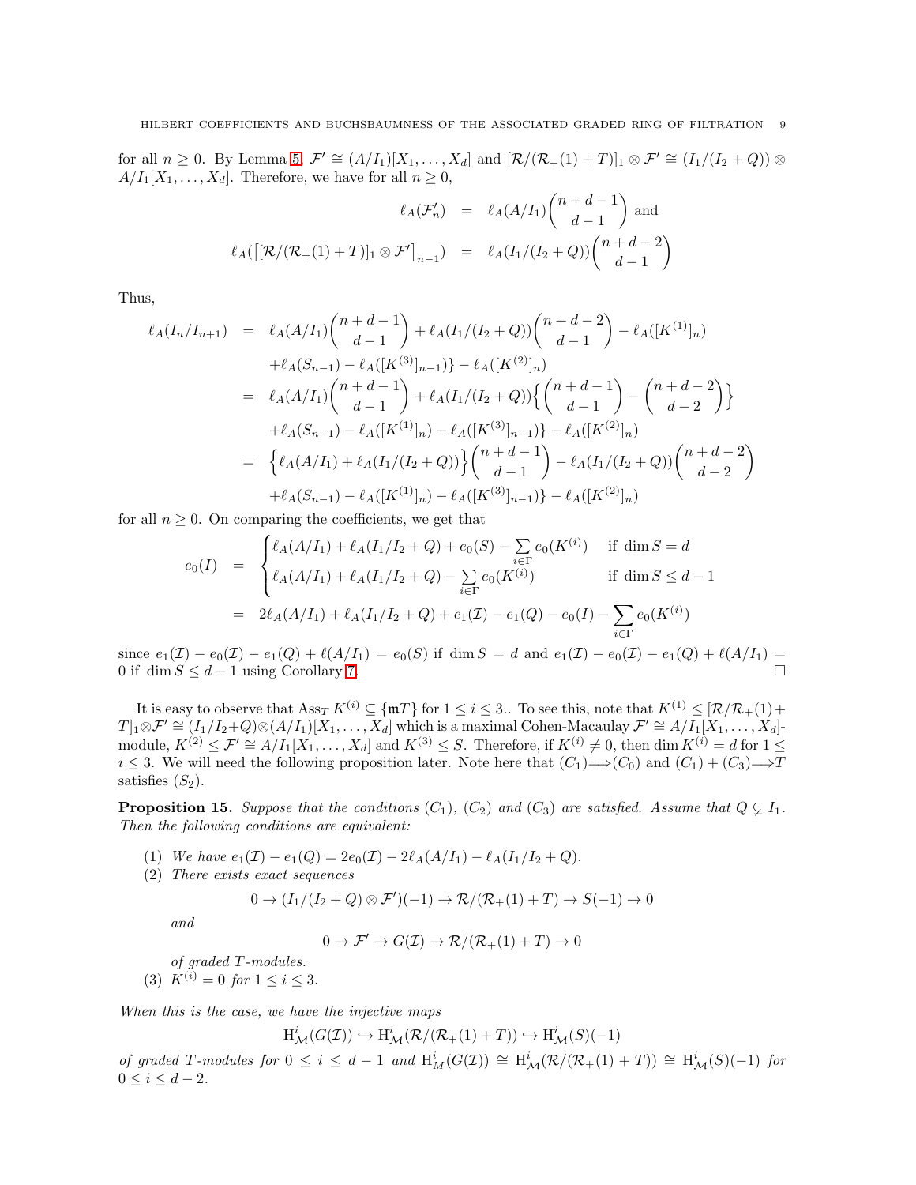for all $n \geq 0$. By Lemma 5, $\mathcal{F}' \cong (A/I_1)[X_1, \ldots, X_d]$ and $[\mathcal{R}/(\mathcal{R}_+(1)+T)]_1 \otimes \mathcal{F}' \cong (I_1/(I_2+Q)) \otimes A/I_1[X_1, \ldots, X_d]$. Therefore, we have for all $n \geq 0$,

$$
\begin{aligned}
\ell_A(\mathcal{F}'_n) &= \ell_A(A/I_1)\binom{n+d-1}{d-1} \text{ and} \\
\ell_A([[\mathcal{R}/(\mathcal{R}_+(1)+T)]_1 \otimes \mathcal{F}']_{n-1}) &= \ell_A(I_1/(I_2+Q))\binom{n+d-2}{d-1}
\end{aligned}
$$

Thus,

$$
\begin{aligned}
\ell_A(I_n/I_{n+1}) &= \ell_A(A/I_1)\binom{n+d-1}{d-1} + \ell_A(I_1/(I_2+Q))\binom{n+d-2}{d-1} - \ell_A([K^{(1)}]_n) \\
&\quad + \ell_A(S_{n-1}) - \ell_A([K^{(3)}]_{n-1})\} - \ell_A([K^{(2)}]_n) \\
&= \ell_A(A/I_1)\binom{n+d-1}{d-1} + \ell_A(I_1/(I_2+Q))\Big\{\binom{n+d-1}{d-1} - \binom{n+d-2}{d-2}\Big\} \\
&\quad + \ell_A(S_{n-1}) - \ell_A([K^{(1)}]_n) - \ell_A([K^{(3)}]_{n-1})\} - \ell_A([K^{(2)}]_n) \\
&= \Big\{\ell_A(A/I_1) + \ell_A(I_1/(I_2+Q))\Big\}\binom{n+d-1}{d-1} - \ell_A(I_1/(I_2+Q))\binom{n+d-2}{d-2} \\
&\quad + \ell_A(S_{n-1}) - \ell_A([K^{(1)}]_n) - \ell_A([K^{(3)}]_{n-1})\} - \ell_A([K^{(2)}]_n)
\end{aligned}
$$

for all $n \geq 0$. On comparing the coefficients, we get that

$$
\begin{aligned}
e_0(I) &= \begin{cases} \ell_A(A/I_1) + \ell_A(I_1/I_2+Q) + e_0(S) - \sum\limits_{i\in\Gamma} e_0(K^{(i)}) & \text{if } \dim S = d \\ \ell_A(A/I_1) + \ell_A(I_1/I_2+Q) - \sum\limits_{i\in\Gamma} e_0(K^{(i)}) & \text{if } \dim S \leq d-1 \end{cases} \\
&= 2\ell_A(A/I_1) + \ell_A(I_1/I_2+Q) + e_1(\mathcal{I}) - e_1(Q) - e_0(I) - \sum_{i\in\Gamma} e_0(K^{(i)})
\end{aligned}
$$

since $e_1(\mathcal{I}) - e_0(\mathcal{I}) - e_1(Q) + \ell(A/I_1) = e_0(S)$ if $\dim S = d$ and $e_1(\mathcal{I}) - e_0(\mathcal{I}) - e_1(Q) + \ell(A/I_1) = 0$ if $\dim S \leq d-1$ using Corollary 7. $\square$

It is easy to observe that $\operatorname{Ass}_T K^{(i)} \subseteq \{\mathfrak{m}T\}$ for $1 \leq i \leq 3$.. To see this, note that $K^{(1)} \leq [\mathcal{R}/\mathcal{R}_+(1)+T]_1 \otimes \mathcal{F}' \cong (I_1/I_2+Q) \otimes (A/I_1)[X_1, \ldots, X_d]$ which is a maximal Cohen-Macaulay $\mathcal{F}' \cong A/I_1[X_1, \ldots, X_d]$-module, $K^{(2)} \leq \mathcal{F}' \cong A/I_1[X_1, \ldots, X_d]$ and $K^{(3)} \leq S$. Therefore, if $K^{(i)} \neq 0$, then $\dim K^{(i)} = d$ for $1 \leq i \leq 3$. We will need the following proposition later. Note here that $(C_1) \Longrightarrow (C_0)$ and $(C_1) + (C_3) \Longrightarrow T$ satisfies $(S_2)$.

**Proposition 15.** *Suppose that the conditions $(C_1)$, $(C_2)$ and $(C_3)$ are satisfied. Assume that $Q \subsetneq I_1$. Then the following conditions are equivalent:*

1. *We have $e_1(\mathcal{I}) - e_1(Q) = 2e_0(\mathcal{I}) - 2\ell_A(A/I_1) - \ell_A(I_1/I_2+Q)$.*
2. *There exists exact sequences*
$$0 \to (I_1/(I_2+Q) \otimes \mathcal{F}')(-1) \to \mathcal{R}/(\mathcal{R}_+(1)+T) \to S(-1) \to 0$$
*and*
$$0 \to \mathcal{F}' \to G(\mathcal{I}) \to \mathcal{R}/(\mathcal{R}_+(1)+T) \to 0$$
*of graded $T$-modules.*
3. *$K^{(i)} = 0$ for $1 \leq i \leq 3$.*

*When this is the case, we have the injective maps*

$$\mathrm{H}^i_{\mathcal{M}}(G(\mathcal{I})) \hookrightarrow \mathrm{H}^i_{\mathcal{M}}(\mathcal{R}/(\mathcal{R}_+(1)+T)) \hookrightarrow \mathrm{H}^i_{\mathcal{M}}(S)(-1)$$

*of graded $T$-modules for $0 \leq i \leq d-1$ and $\mathrm{H}^i_M(G(\mathcal{I})) \cong \mathrm{H}^i_{\mathcal{M}}(\mathcal{R}/(\mathcal{R}_+(1)+T)) \cong \mathrm{H}^i_{\mathcal{M}}(S)(-1)$ for $0 \leq i \leq d-2$.*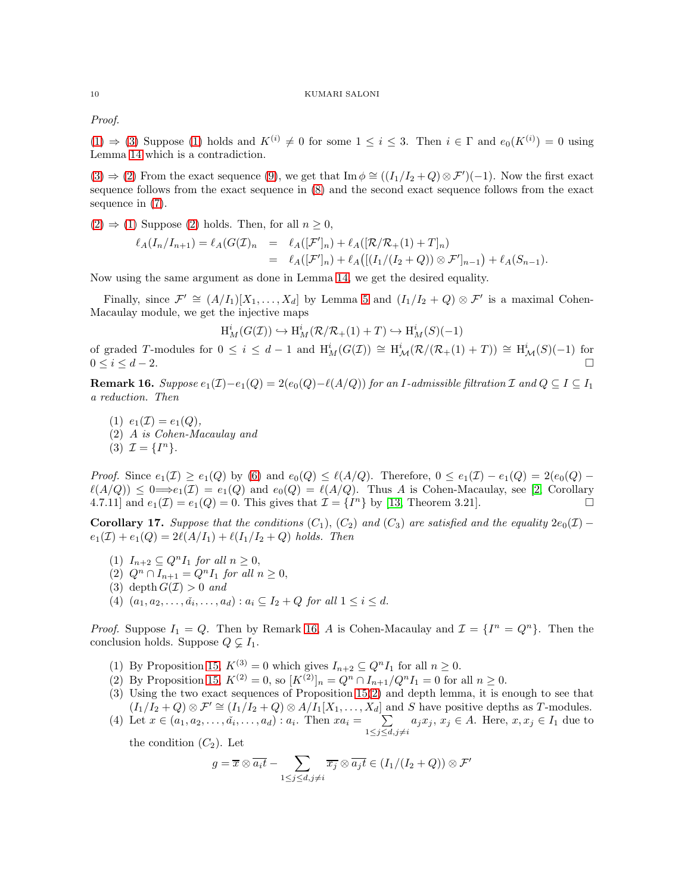*Proof.*

(1) ⇒ (3) Suppose (1) holds and $K^{(i)} \neq 0$ for some $1 \leq i \leq 3$. Then $i \in \Gamma$ and $e_0(K^{(i)}) = 0$ using Lemma 14 which is a contradiction.

(3) ⇒ (2) From the exact sequence (9), we get that $\operatorname{Im}\phi \cong ((I_1/I_2 + Q) \otimes \mathcal{F}')(-1)$. Now the first exact sequence follows from the exact sequence in (8) and the second exact sequence follows from the exact sequence in (7).

(2) ⇒ (1) Suppose (2) holds. Then, for all $n \geq 0$,

$$\begin{aligned}\ell_A(I_n/I_{n+1}) = \ell_A(G(\mathcal{I})_n &= \ell_A([\mathcal{F}']_n) + \ell_A([\mathcal{R}/\mathcal{R}_+(1) + T]_n) \\ &= \ell_A([\mathcal{F}']_n) + \ell_A\big([(I_1/(I_2+Q)) \otimes \mathcal{F}']_{n-1}\big) + \ell_A(S_{n-1}).\end{aligned}$$

Now using the same argument as done in Lemma 14, we get the desired equality.

Finally, since $\mathcal{F}' \cong (A/I_1)[X_1, \ldots, X_d]$ by Lemma 5 and $(I_1/I_2 + Q) \otimes \mathcal{F}'$ is a maximal Cohen-Macaulay module, we get the injective maps

$$\mathrm{H}^i_M(G(\mathcal{I})) \hookrightarrow \mathrm{H}^i_M(\mathcal{R}/\mathcal{R}_+(1) + T) \hookrightarrow \mathrm{H}^i_M(S)(-1)$$

of graded $T$-modules for $0 \leq i \leq d-1$ and $\mathrm{H}^i_M(G(\mathcal{I})) \cong \mathrm{H}^i_{\mathcal{M}}(\mathcal{R}/(\mathcal{R}_+(1) + T)) \cong \mathrm{H}^i_{\mathcal{M}}(S)(-1)$ for $0 \leq i \leq d-2$. $\square$

**Remark 16.** *Suppose $e_1(\mathcal{I}) - e_1(Q) = 2(e_0(Q) - \ell(A/Q))$ for an $I$-admissible filtration $\mathcal{I}$ and $Q \subseteq I \subseteq I_1$ a reduction. Then*

1. *$e_1(\mathcal{I}) = e_1(Q)$,*
2. *$A$ is Cohen-Macaulay and*
3. *$\mathcal{I} = \{I^n\}$.*

*Proof.* Since $e_1(\mathcal{I}) \geq e_1(Q)$ by (6) and $e_0(Q) \leq \ell(A/Q)$. Therefore, $0 \leq e_1(\mathcal{I}) - e_1(Q) = 2(e_0(Q) - \ell(A/Q)) \leq 0 \Longrightarrow e_1(\mathcal{I}) = e_1(Q)$ and $e_0(Q) = \ell(A/Q)$. Thus $A$ is Cohen-Macaulay, see [2, Corollary 4.7.11] and $e_1(\mathcal{I}) = e_1(Q) = 0$. This gives that $\mathcal{I} = \{I^n\}$ by [13, Theorem 3.21]. $\square$

**Corollary 17.** *Suppose that the conditions $(C_1)$, $(C_2)$ and $(C_3)$ are satisfied and the equality $2e_0(\mathcal{I}) - e_1(\mathcal{I}) + e_1(Q) = 2\ell(A/I_1) + \ell(I_1/I_2 + Q)$ holds. Then*

1. *$I_{n+2} \subseteq Q^n I_1$ for all $n \geq 0$,*
2. *$Q^n \cap I_{n+1} = Q^n I_1$ for all $n \geq 0$,*
3. *$\operatorname{depth} G(\mathcal{I}) > 0$ and*
4. *$(a_1, a_2, \ldots, \check{a_i}, \ldots, a_d) : a_i \subseteq I_2 + Q$ for all $1 \leq i \leq d$.*

*Proof.* Suppose $I_1 = Q$. Then by Remark 16, $A$ is Cohen-Macaulay and $\mathcal{I} = \{I^n = Q^n\}$. Then the conclusion holds. Suppose $Q \subsetneq I_1$.

1. By Proposition 15, $K^{(3)} = 0$ which gives $I_{n+2} \subseteq Q^n I_1$ for all $n \geq 0$.
2. By Proposition 15, $K^{(2)} = 0$, so $[K^{(2)}]_n = Q^n \cap I_{n+1}/Q^n I_1 = 0$ for all $n \geq 0$.
3. Using the two exact sequences of Proposition 15(2) and depth lemma, it is enough to see that $(I_1/I_2 + Q) \otimes \mathcal{F}' \cong (I_1/I_2 + Q) \otimes A/I_1[X_1, \ldots, X_d]$ and $S$ have positive depths as $T$-modules.
4. Let $x \in (a_1, a_2, \ldots, \check{a_i}, \ldots, a_d) : a_i$. Then $xa_i = \sum\limits_{1 \leq j \leq d, j \neq i} a_j x_j$, $x_j \in A$. Here, $x, x_j \in I_1$ due to the condition $(C_2)$. Let

$$g = \overline{x} \otimes \overline{a_i t} - \sum_{1 \leq j \leq d, j \neq i} \overline{x_j} \otimes \overline{a_j t} \in (I_1/(I_2 + Q)) \otimes \mathcal{F}'$$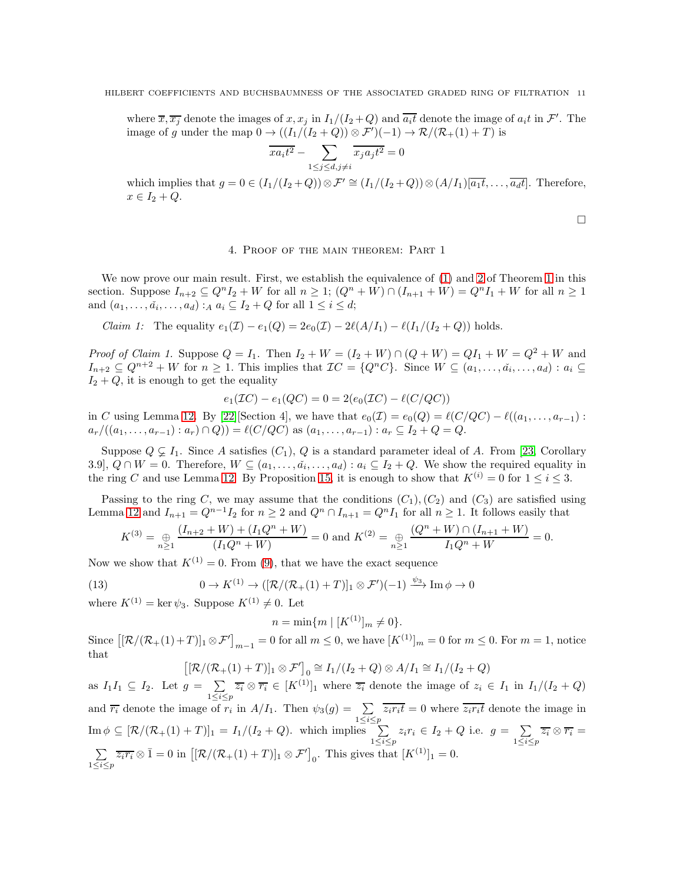where $\overline{x}, \overline{x_j}$ denote the images of $x, x_j$ in $I_1/(I_2+Q)$ and $\overline{a_i t}$ denote the image of $a_i t$ in $\mathcal{F}'$. The image of $g$ under the map $0 \to ((I_1/(I_2+Q)) \otimes \mathcal{F}')(-1) \to \mathcal{R}/(\mathcal{R}_+(1)+T)$ is

$$\overline{xa_i t^2} - \sum_{1 \leq j \leq d, j \neq i} \overline{x_j a_j t^2} = 0$$

which implies that $g = 0 \in (I_1/(I_2+Q)) \otimes \mathcal{F}' \cong (I_1/(I_2+Q)) \otimes (A/I_1)[\overline{a_1 t}, \ldots, \overline{a_d t}]$. Therefore, $x \in I_2 + Q$.

□

## 4. Proof of the main theorem: Part 1

We now prove our main result. First, we establish the equivalence of (1) and 2 of Theorem 1 in this section. Suppose $I_{n+2} \subseteq Q^n I_2 + W$ for all $n \geq 1$; $(Q^n + W) \cap (I_{n+1} + W) = Q^n I_1 + W$ for all $n \geq 1$ and $(a_1, \ldots, \check{a_i}, \ldots, a_d) :_A a_i \subseteq I_2 + Q$ for all $1 \leq i \leq d$;

*Claim 1:* The equality $e_1(\mathcal{I}) - e_1(Q) = 2e_0(\mathcal{I}) - 2\ell(A/I_1) - \ell(I_1/(I_2+Q))$ holds.

*Proof of Claim 1.* Suppose $Q = I_1$. Then $I_2 + W = (I_2 + W) \cap (Q + W) = QI_1 + W = Q^2 + W$ and $I_{n+2} \subseteq Q^{n+2} + W$ for $n \geq 1$. This implies that $\mathcal{I}C = \{Q^n C\}$. Since $W \subseteq (a_1, \ldots, \check{a_i}, \ldots, a_d) : a_i \subseteq I_2 + Q$, it is enough to get the equality

$$e_1(\mathcal{I}C) - e_1(QC) = 0 = 2(e_0(\mathcal{I}C) - \ell(C/QC))$$

in $C$ using Lemma 12. By [22][Section 4], we have that $e_0(\mathcal{I}) = e_0(Q) = \ell(C/QC) - \ell((a_1, \ldots, a_{r-1}) : a_r/((a_1, \ldots, a_{r-1}) : a_r) \cap Q)) = \ell(C/QC)$ as $(a_1, \ldots, a_{r-1}) : a_r \subseteq I_2 + Q = Q$.

Suppose $Q \subsetneq I_1$. Since $A$ satisfies $(C_1)$, $Q$ is a standard parameter ideal of $A$. From [23, Corollary 3.9], $Q \cap W = 0$. Therefore, $W \subseteq (a_1, \ldots, \check{a_i}, \ldots, a_d) : a_i \subseteq I_2 + Q$. We show the required equality in the ring $C$ and use Lemma 12. By Proposition 15, it is enough to show that $K^{(i)} = 0$ for $1 \leq i \leq 3$.

Passing to the ring $C$, we may assume that the conditions $(C_1), (C_2)$ and $(C_3)$ are satisfied using Lemma 12 and $I_{n+1} = Q^{n-1} I_2$ for $n \geq 2$ and $Q^n \cap I_{n+1} = Q^n I_1$ for all $n \geq 1$. It follows easily that

$$K^{(3)} = \bigoplus_{n \geq 1} \frac{(I_{n+2} + W) + (I_1 Q^n + W)}{(I_1 Q^n + W)} = 0 \text{ and } K^{(2)} = \bigoplus_{n \geq 1} \frac{(Q^n + W) \cap (I_{n+1} + W)}{I_1 Q^n + W} = 0.$$

Now we show that $K^{(1)} = 0$. From (9), that we have the exact sequence

$$0 \to K^{(1)} \to ([\mathcal{R}/(\mathcal{R}_+(1) + T)]_1 \otimes \mathcal{F}')(-1) \xrightarrow{\psi_3} \operatorname{Im} \phi \to 0 \tag{13}$$

where $K^{(1)} = \ker \psi_3$. Suppose $K^{(1)} \neq 0$. Let

$$n = \min\{m \mid [K^{(1)}]_m \neq 0\}.$$

Since $\left[[\mathcal{R}/(\mathcal{R}_+(1)+T)]_1 \otimes \mathcal{F}'\right]_{m-1} = 0$ for all $m \leq 0$, we have $[K^{(1)}]_m = 0$ for $m \leq 0$. For $m = 1$, notice that

$$\left[[\mathcal{R}/(\mathcal{R}_+(1)+T)]_1 \otimes \mathcal{F}'\right]_0 \cong I_1/(I_2+Q) \otimes A/I_1 \cong I_1/(I_2+Q)$$

as $I_1 I_1 \subseteq I_2$. Let $g = \sum_{1 \leq i \leq p} \overline{z_i} \otimes \overline{r_i} \in [K^{(1)}]_1$ where $\overline{z_i}$ denote the image of $z_i \in I_1$ in $I_1/(I_2+Q)$ and $\overline{r_i}$ denote the image of $r_i$ in $A/I_1$. Then $\psi_3(g) = \sum_{1 \leq i \leq p} \overline{z_i r_i t} = 0$ where $\overline{z_i r_i t}$ denote the image in $\operatorname{Im} \phi \subseteq [\mathcal{R}/(\mathcal{R}_+(1)+T)]_1 = I_1/(I_2+Q)$. which implies $\sum_{1 \leq i \leq p} z_i r_i \in I_2 + Q$ i.e. $g = \sum_{1 \leq i \leq p} \overline{z_i} \otimes \overline{r_i} = \sum_{1 \leq i \leq p} \overline{z_i r_i} \otimes \bar{1} = 0$ in $\left[[\mathcal{R}/(\mathcal{R}_+(1)+T)]_1 \otimes \mathcal{F}'\right]_0$. This gives that $[K^{(1)}]_1 = 0$.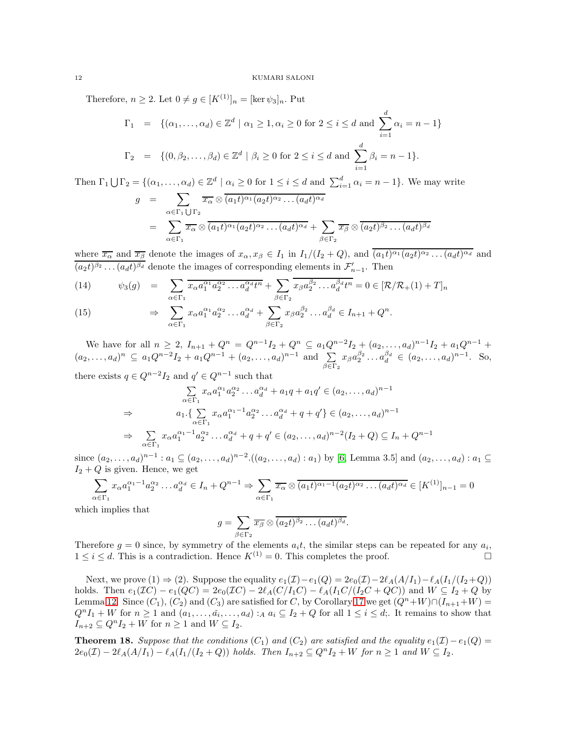Therefore, $n \geq 2$. Let $0 \neq g \in [K^{(1)}]_n = [\ker \psi_3]_n$. Put

$$
\begin{aligned}
\Gamma_1 &= \{(\alpha_1, \ldots, \alpha_d) \in \mathbb{Z}^d \mid \alpha_1 \geq 1, \alpha_i \geq 0 \text{ for } 2 \leq i \leq d \text{ and } \sum_{i=1}^{d} \alpha_i = n-1\} \\
\Gamma_2 &= \{(0, \beta_2, \ldots, \beta_d) \in \mathbb{Z}^d \mid \beta_i \geq 0 \text{ for } 2 \leq i \leq d \text{ and } \sum_{i=1}^{d} \beta_i = n-1\}.
\end{aligned}
$$

Then $\Gamma_1 \bigcup \Gamma_2 = \{(\alpha_1, \ldots, \alpha_d) \in \mathbb{Z}^d \mid \alpha_i \geq 0 \text{ for } 1 \leq i \leq d \text{ and } \sum_{i=1}^{d} \alpha_i = n-1\}$. We may write

$$
\begin{aligned}
g &= \sum_{\alpha \in \Gamma_1 \bigcup \Gamma_2} \overline{x_\alpha} \otimes \overline{(a_1t)^{\alpha_1}(a_2t)^{\alpha_2}\ldots(a_dt)^{\alpha_d}} \\
&= \sum_{\alpha \in \Gamma_1} \overline{x_\alpha} \otimes \overline{(a_1t)^{\alpha_1}(a_2t)^{\alpha_2}\ldots(a_dt)^{\alpha_d}} + \sum_{\beta \in \Gamma_2} \overline{x_\beta} \otimes \overline{(a_2t)^{\beta_2}\ldots(a_dt)^{\beta_d}}
\end{aligned}
$$

where $\overline{x_\alpha}$ and $\overline{x_\beta}$ denote the images of $x_\alpha, x_\beta \in I_1$ in $I_1/(I_2+Q)$, and $\overline{(a_1t)^{\alpha_1}(a_2t)^{\alpha_2}\ldots(a_dt)^{\alpha_d}}$ and $\overline{(a_2t)^{\beta_2}\ldots(a_dt)^{\beta_d}}$ denote the images of corresponding elements in $\mathcal{F}'_{n-1}$. Then

$$
\begin{aligned}
(14) \qquad \psi_3(g) &= \sum_{\alpha \in \Gamma_1} \overline{x_\alpha a_1^{\alpha_1} a_2^{\alpha_2} \ldots a_d^{\alpha_d} t^n} + \sum_{\beta \in \Gamma_2} \overline{x_\beta a_2^{\beta_2} \ldots a_d^{\beta_d} t^n} = 0 \in [\mathcal{R}/\mathcal{R}_+(1) + T]_n \\
(15) \qquad &\Rightarrow \sum_{\alpha \in \Gamma_1} x_\alpha a_1^{\alpha_1} a_2^{\alpha_2} \ldots a_d^{\alpha_d} + \sum_{\beta \in \Gamma_2} x_\beta a_2^{\beta_2} \ldots a_d^{\beta_d} \in I_{n+1} + Q^n.
\end{aligned}
$$

We have for all $n \geq 2$, $I_{n+1} + Q^n = Q^{n-1}I_2 + Q^n \subseteq a_1Q^{n-2}I_2 + (a_2, \ldots, a_d)^{n-1}I_2 + a_1Q^{n-1} + (a_2, \ldots, a_d)^n \subseteq a_1Q^{n-2}I_2 + a_1Q^{n-1} + (a_2, \ldots, a_d)^{n-1}$ and $\sum\limits_{\beta \in \Gamma_2} x_\beta a_2^{\beta_2} \ldots a_d^{\beta_d} \in (a_2, \ldots, a_d)^{n-1}$. So, there exists $q \in Q^{n-2}I_2$ and $q' \in Q^{n-1}$ such that

$$
\begin{aligned}
& \sum_{\alpha \in \Gamma_1} x_\alpha a_1^{\alpha_1} a_2^{\alpha_2} \ldots a_d^{\alpha_d} + a_1q + a_1q' \in (a_2, \ldots, a_d)^{n-1} \\
\Rightarrow \qquad & a_1.\{\sum_{\alpha \in \Gamma_1} x_\alpha a_1^{\alpha_1-1} a_2^{\alpha_2} \ldots a_d^{\alpha_d} + q + q'\} \in (a_2, \ldots, a_d)^{n-1} \\
\Rightarrow \quad & \sum_{\alpha \in \Gamma_1} x_\alpha a_1^{\alpha_1-1} a_2^{\alpha_2} \ldots a_d^{\alpha_d} + q + q' \in (a_2, \ldots, a_d)^{n-2}(I_2 + Q) \subseteq I_n + Q^{n-1}
\end{aligned}
$$

since $(a_2, \ldots, a_d)^{n-1} : a_1 \subseteq (a_2, \ldots, a_d)^{n-2}.((a_2, \ldots, a_d) : a_1)$ by [6, Lemma 3.5] and $(a_2, \ldots, a_d) : a_1 \subseteq I_2 + Q$ is given. Hence, we get

$$
\sum_{\alpha \in \Gamma_1} x_\alpha a_1^{\alpha_1-1} a_2^{\alpha_2} \ldots a_d^{\alpha_d} \in I_n + Q^{n-1} \Rightarrow \sum_{\alpha \in \Gamma_1} \overline{x_\alpha} \otimes \overline{(a_1t)^{\alpha_1-1}(a_2t)^{\alpha_2}\ldots(a_dt)^{\alpha_d}} \in [K^{(1)}]_{n-1} = 0
$$

which implies that

$$
g = \sum_{\beta \in \Gamma_2} \overline{x_\beta} \otimes \overline{(a_2t)^{\beta_2}\ldots(a_dt)^{\beta_d}}.
$$

Therefore $g = 0$ since, by symmetry of the elements $a_it$, the similar steps can be repeated for any $a_i$, $1 \leq i \leq d$. This is a contradiction. Hence $K^{(1)} = 0$. This completes the proof. $\square$

Next, we prove (1) $\Rightarrow$ (2). Suppose the equality $e_1(\mathcal{I}) - e_1(Q) = 2e_0(\mathcal{I}) - 2\ell_A(A/I_1) - \ell_A(I_1/(I_2+Q))$ holds. Then $e_1(\mathcal{I}C) - e_1(QC) = 2e_0(\mathcal{I}C) - 2\ell_A(C/I_1C) - \ell_A(I_1C/(I_2C + QC))$ and $W \subseteq I_2 + Q$ by Lemma 12. Since $(C_1)$, $(C_2)$ and $(C_3)$ are satisfied for $C$, by Corollary 17 we get $(Q^n + W) \cap (I_{n+1} + W) = Q^nI_1 + W$ for $n \geq 1$ and $(a_1, \ldots, \tilde{a_i}, \ldots, a_d) :_A a_i \subseteq I_2 + Q$ for all $1 \leq i \leq d$;. It remains to show that $I_{n+2} \subseteq Q^nI_2 + W$ for $n \geq 1$ and $W \subseteq I_2$.

**Theorem 18.** *Suppose that the conditions $(C_1)$ and $(C_2)$ are satisfied and the equality $e_1(\mathcal{I}) - e_1(Q) = 2e_0(\mathcal{I}) - 2\ell_A(A/I_1) - \ell_A(I_1/(I_2+Q))$ holds. Then $I_{n+2} \subseteq Q^nI_2 + W$ for $n \geq 1$ and $W \subseteq I_2$.*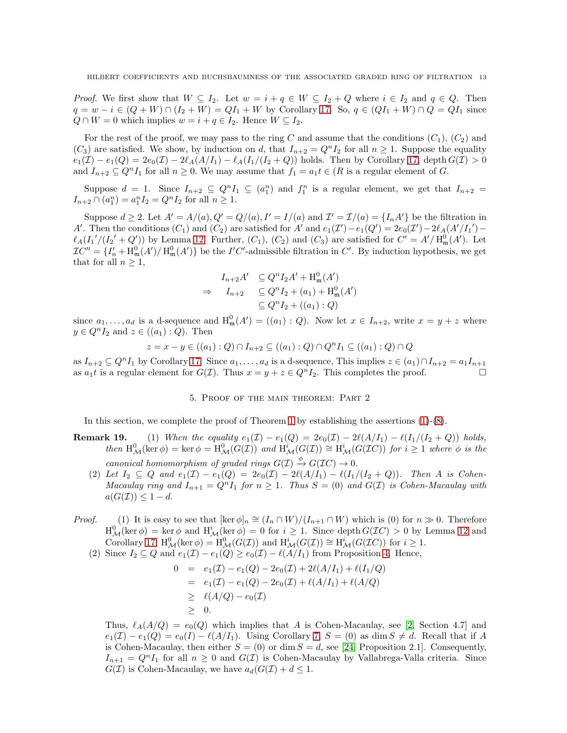*Proof.* We first show that $W \subseteq I_2$. Let $w = i + q \in W \subseteq I_2 + Q$ where $i \in I_2$ and $q \in Q$. Then $q = w - i \in (Q + W) \cap (I_2 + W) = QI_1 + W$ by Corollary 17. So, $q \in (QI_1 + W) \cap Q = QI_1$ since $Q \cap W = 0$ which implies $w = i + q \in I_2$. Hence $W \subseteq I_2$.

For the rest of the proof, we may pass to the ring $C$ and assume that the conditions $(C_1)$, $(C_2)$ and $(C_3)$ are satisfied. We show, by induction on $d$, that $I_{n+2} = Q^n I_2$ for all $n \geq 1$. Suppose the equality $e_1(\mathcal{I}) - e_1(Q) = 2e_0(\mathcal{I}) - 2\ell_A(A/I_1) - \ell_A(I_1/(I_2 + Q))$ holds. Then by Corollary 17, depth $G(\mathcal{I}) > 0$ and $I_{n+2} \subseteq Q^n I_1$ for all $n \geq 0$. We may assume that $f_1 = a_1 t \in (R$ is a regular element of $G$.

Suppose $d = 1$. Since $I_{n+2} \subseteq Q^n I_1 \subseteq (a_1^n)$ and $f_1^n$ is a regular element, we get that $I_{n+2} = I_{n+2} \cap (a_1^n) = a_1^n I_2 = Q^n I_2$ for all $n \geq 1$.

Suppose $d \geq 2$. Let $A' = A/(a)$, $Q' = Q/(a)$, $I' = I/(a)$ and $\mathcal{I}' = \mathcal{I}/(a) = \{I_n A'\}$ be the filtration in $A'$. Then the conditions $(C_1)$ and $(C_2)$ are satisfied for $A'$ and $e_1(\mathcal{I}') - e_1(Q') = 2e_0(\mathcal{I}') - 2\ell_A(A'/I_1') - \ell_A(I_1'/(I_2' + Q'))$ by Lemma 12. Further, $(C_1)$, $(C_2)$ and $(C_3)$ are satisfied for $C' = A'/\mathrm{H}^0_{\mathfrak{m}}(A')$. Let $\mathcal{I}C'' = \{I_n' + \mathrm{H}^0_{\mathfrak{m}}(A')/\mathrm{H}^0_{\mathfrak{m}}(A')\}$ be the $I'C'$-admissible filtration in $C'$. By induction hypothesis, we get that for all $n \geq 1$,

$$
\begin{aligned}
I_{n+2}A' &\subseteq Q^n I_2 A' + \mathrm{H}^0_{\mathfrak{m}}(A') \\
\Rightarrow \quad I_{n+2} &\subseteq Q^n I_2 + (a_1) + \mathrm{H}^0_{\mathfrak{m}}(A') \\
&\subseteq Q^n I_2 + ((a_1) : Q)
\end{aligned}
$$

since $a_1, \ldots, a_d$ is a d-sequence and $\mathrm{H}^0_{\mathfrak{m}}(A') = ((a_1) : Q)$. Now let $x \in I_{n+2}$, write $x = y + z$ where $y \in Q^n I_2$ and $z \in ((a_1) : Q)$. Then

$$
z = x - y \in ((a_1) : Q) \cap I_{n+2} \subseteq ((a_1) : Q) \cap Q^n I_1 \subseteq ((a_1) : Q) \cap Q
$$

as $I_{n+2} \subseteq Q^n I_1$ by Corollary 17. Since $a_1, \ldots, a_d$ is a d-sequence, This implies $z \in (a_1) \cap I_{n+2} = a_1 I_{n+1}$ as $a_1 t$ is a regular element for $G(\mathcal{I})$. Thus $x = y + z \in Q^n I_2$. This completes the proof. $\square$

## 5. Proof of the main theorem: Part 2

In this section, we complete the proof of Theorem 1 by establishing the assertions (1)-(8).

**Remark 19.** (1) *When the equality $e_1(\mathcal{I}) - e_1(Q) = 2e_0(\mathcal{I}) - 2\ell(A/I_1) - \ell(I_1/(I_2 + Q))$ holds, then $\mathrm{H}^0_{\mathcal{M}}(\ker \phi) = \ker \phi = \mathrm{H}^0_{\mathcal{M}}(G(\mathcal{I}))$ and $\mathrm{H}^i_{\mathcal{M}}(G(\mathcal{I})) \cong \mathrm{H}^i_{\mathcal{M}}(G(\mathcal{I}C))$ for $i \geq 1$ where $\phi$ is the canonical homomorphism of graded rings $G(\mathcal{I}) \xrightarrow{\phi} G(\mathcal{I}C) \to 0$.*

(2) *Let $I_2 \subseteq Q$ and $e_1(\mathcal{I}) - e_1(Q) = 2e_0(\mathcal{I}) - 2\ell(A/I_1) - \ell(I_1/(I_2 + Q))$. Then $A$ is Cohen-Macaulay ring and $I_{n+1} = Q^n I_1$ for $n \geq 1$. Thus $S = (0)$ and $G(\mathcal{I})$ is Cohen-Macaulay with $a(G(\mathcal{I})) \leq 1 - d$.*

*Proof.* (1) It is easy to see that $[\ker \phi]_n \cong (I_n \cap W)/(I_{n+1} \cap W)$ which is (0) for $n \gg 0$. Therefore $\mathrm{H}^0_{\mathcal{M}}(\ker \phi) = \ker \phi$ and $\mathrm{H}^i_{\mathcal{M}}(\ker \phi) = 0$ for $i \geq 1$. Since depth $G(\mathcal{I}C) > 0$ by Lemma 12 and Corollary 17, $\mathrm{H}^0_{\mathcal{M}}(\ker \phi) = \mathrm{H}^0_{\mathcal{M}}(G(\mathcal{I}))$ and $\mathrm{H}^i_{\mathcal{M}}(G(\mathcal{I})) \cong \mathrm{H}^i_{\mathcal{M}}(G(\mathcal{I}C))$ for $i \geq 1$.

(2) Since $I_2 \subseteq Q$ and $e_1(\mathcal{I}) - e_1(Q) \geq e_0(\mathcal{I}) - \ell(A/I_1)$ from Proposition 4. Hence,

$$
\begin{aligned}
0 &= e_1(\mathcal{I}) - e_1(Q) - 2e_0(\mathcal{I}) + 2\ell(A/I_1) + \ell(I_1/Q) \\
&= e_1(\mathcal{I}) - e_1(Q) - 2e_0(\mathcal{I}) + \ell(A/I_1) + \ell(A/Q) \\
&\geq \ell(A/Q) - e_0(\mathcal{I}) \\
&\geq 0.
\end{aligned}
$$

Thus, $\ell_A(A/Q) = e_0(Q)$ which implies that $A$ is Cohen-Macaulay, see [2, Section 4.7] and $e_1(\mathcal{I}) - e_1(Q) = e_0(I) - \ell(A/I_1)$. Using Corollary 7, $S = (0)$ as $\dim S \neq d$. Recall that if $A$ is Cohen-Macaulay, then either $S = (0)$ or $\dim S = d$, see [24, Proposition 2.1]. Consequently, $I_{n+1} = Q^n I_1$ for all $n \geq 0$ and $G(\mathcal{I})$ is Cohen-Macaulay by Vallabrega-Valla criteria. Since $G(\mathcal{I})$ is Cohen-Macaulay, we have $a_d(G(\mathcal{I}) + d \leq 1$.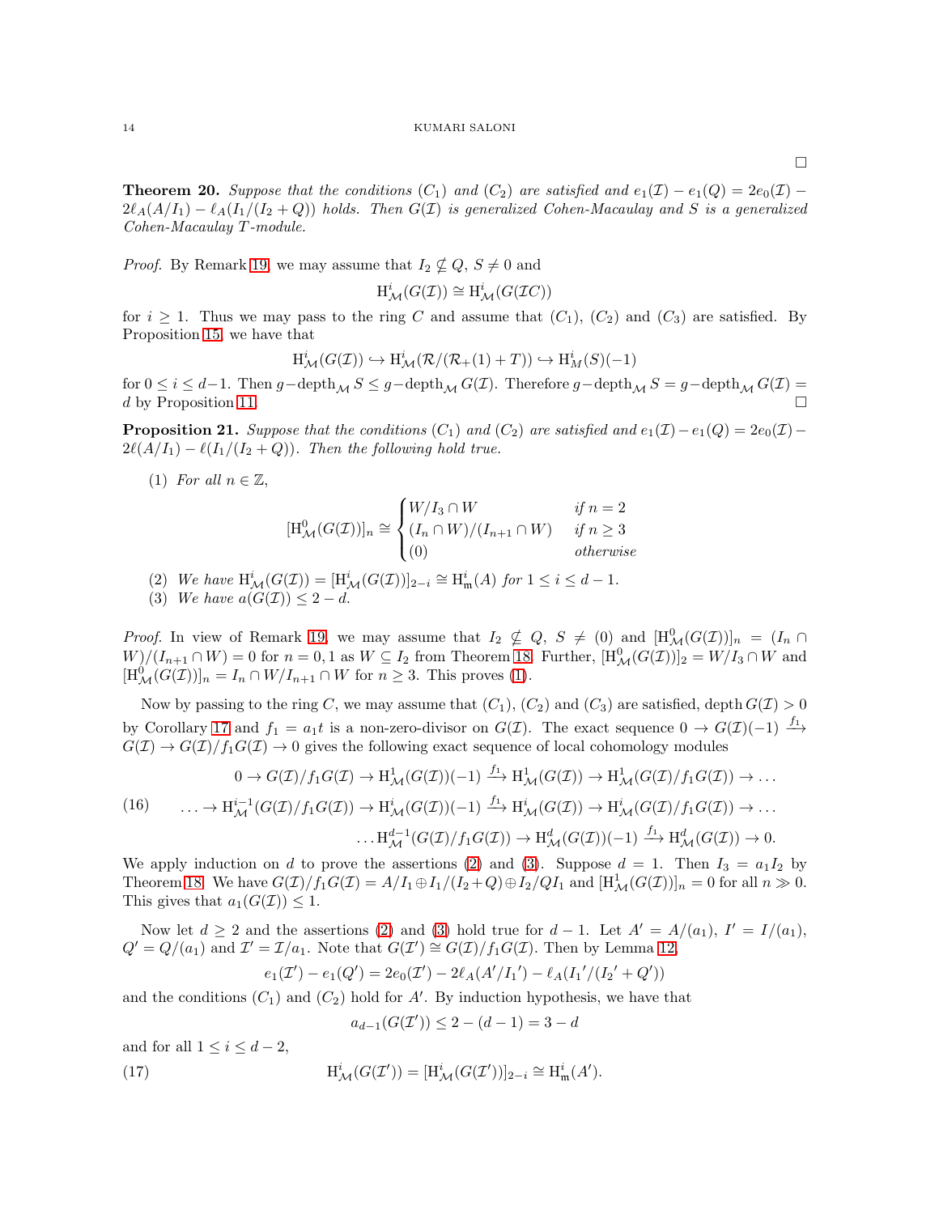□

**Theorem 20.** *Suppose that the conditions* $(C_1)$ *and* $(C_2)$ *are satisfied and* $e_1(\mathcal{I}) - e_1(Q) = 2e_0(\mathcal{I}) - 2\ell_A(A/I_1) - \ell_A(I_1/(I_2+Q))$ *holds. Then* $G(\mathcal{I})$ *is generalized Cohen-Macaulay and* $S$ *is a generalized Cohen-Macaulay* $T$*-module.*

*Proof.* By Remark 19, we may assume that $I_2 \nsubseteq Q$, $S \neq 0$ and

$$\mathrm{H}^i_{\mathcal{M}}(G(\mathcal{I})) \cong \mathrm{H}^i_{\mathcal{M}}(G(\mathcal{I}C))$$

for $i \geq 1$. Thus we may pass to the ring $C$ and assume that $(C_1)$, $(C_2)$ and $(C_3)$ are satisfied. By Proposition 15, we have that

$$\mathrm{H}^i_{\mathcal{M}}(G(\mathcal{I})) \hookrightarrow \mathrm{H}^i_{\mathcal{M}}(\mathcal{R}/(\mathcal{R}_+(1)+T)) \hookrightarrow \mathrm{H}^i_{M}(S)(-1)$$

for $0 \leq i \leq d-1$. Then $g-\mathrm{depth}_{\mathcal{M}}\, S \leq g-\mathrm{depth}_{\mathcal{M}}\, G(\mathcal{I})$. Therefore $g-\mathrm{depth}_{\mathcal{M}}\, S = g-\mathrm{depth}_{\mathcal{M}}\, G(\mathcal{I}) = d$ by Proposition 11. □

**Proposition 21.** *Suppose that the conditions* $(C_1)$ *and* $(C_2)$ *are satisfied and* $e_1(\mathcal{I}) - e_1(Q) = 2e_0(\mathcal{I}) - 2\ell(A/I_1) - \ell(I_1/(I_2+Q))$*. Then the following hold true.*

(1) *For all* $n \in \mathbb{Z}$,

$$[\mathrm{H}^0_{\mathcal{M}}(G(\mathcal{I}))]_n \cong \begin{cases} W/I_3 \cap W & \text{if } n = 2 \\ (I_n \cap W)/(I_{n+1} \cap W) & \text{if } n \geq 3 \\ (0) & \text{otherwise} \end{cases}$$

(2) *We have* $\mathrm{H}^i_{\mathcal{M}}(G(\mathcal{I})) = [\mathrm{H}^i_{\mathcal{M}}(G(\mathcal{I}))]_{2-i} \cong \mathrm{H}^i_{\mathfrak{m}}(A)$ *for* $1 \leq i \leq d-1$.

(3) *We have* $a(G(\mathcal{I})) \leq 2-d$.

*Proof.* In view of Remark 19, we may assume that $I_2 \nsubseteq Q$, $S \neq (0)$ and $[\mathrm{H}^0_{\mathcal{M}}(G(\mathcal{I}))]_n = (I_n \cap W)/(I_{n+1} \cap W) = 0$ for $n = 0, 1$ as $W \subseteq I_2$ from Theorem 18. Further, $[\mathrm{H}^0_{\mathcal{M}}(G(\mathcal{I}))]_2 = W/I_3 \cap W$ and $[\mathrm{H}^0_{\mathcal{M}}(G(\mathcal{I}))]_n = I_n \cap W/I_{n+1} \cap W$ for $n \geq 3$. This proves (1).

Now by passing to the ring $C$, we may assume that $(C_1)$, $(C_2)$ and $(C_3)$ are satisfied, $\operatorname{depth} G(\mathcal{I}) > 0$ by Corollary 17 and $f_1 = a_1 t$ is a non-zero-divisor on $G(\mathcal{I})$. The exact sequence $0 \to G(\mathcal{I})(-1) \xrightarrow{f_1} G(\mathcal{I}) \to G(\mathcal{I})/f_1 G(\mathcal{I}) \to 0$ gives the following exact sequence of local cohomology modules

$$\begin{aligned} 0 \to G(\mathcal{I})/f_1G(\mathcal{I}) \to \mathrm{H}^1_{\mathcal{M}}(G(\mathcal{I}))(-1) \xrightarrow{f_1} \mathrm{H}^1_{\mathcal{M}}(G(\mathcal{I})) \to \mathrm{H}^1_{\mathcal{M}}(G(\mathcal{I})/f_1G(\mathcal{I})) \to \dots \\ \dots \to \mathrm{H}^{i-1}_{\mathcal{M}}(G(\mathcal{I})/f_1G(\mathcal{I})) \to \mathrm{H}^i_{\mathcal{M}}(G(\mathcal{I}))(-1) \xrightarrow{f_1} \mathrm{H}^i_{\mathcal{M}}(G(\mathcal{I})) \to \mathrm{H}^i_{\mathcal{M}}(G(\mathcal{I})/f_1G(\mathcal{I})) \to \dots \\ \dots \mathrm{H}^{d-1}_{\mathcal{M}}(G(\mathcal{I})/f_1G(\mathcal{I})) \to \mathrm{H}^d_{\mathcal{M}}(G(\mathcal{I}))(-1) \xrightarrow{f_1} \mathrm{H}^d_{\mathcal{M}}(G(\mathcal{I})) \to 0. \end{aligned} \tag{16}$$

We apply induction on $d$ to prove the assertions (2) and (3). Suppose $d = 1$. Then $I_3 = a_1 I_2$ by Theorem 18. We have $G(\mathcal{I})/f_1G(\mathcal{I}) = A/I_1 \oplus I_1/(I_2+Q) \oplus I_2/QI_1$ and $[\mathrm{H}^1_{\mathcal{M}}(G(\mathcal{I}))]_n = 0$ for all $n \gg 0$. This gives that $a_1(G(\mathcal{I})) \leq 1$.

Now let $d \geq 2$ and the assertions (2) and (3) hold true for $d-1$. Let $A' = A/(a_1)$, $I' = I/(a_1)$, $Q' = Q/(a_1)$ and $\mathcal{I}' = \mathcal{I}/a_1$. Note that $G(\mathcal{I}') \cong G(\mathcal{I})/f_1G(\mathcal{I})$. Then by Lemma 12,

$$e_1(\mathcal{I}') - e_1(Q') = 2e_0(\mathcal{I}') - 2\ell_A(A'/I_1{}') - \ell_A(I_1{}'/(I_2{}' + Q'))$$

and the conditions $(C_1)$ and $(C_2)$ hold for $A'$. By induction hypothesis, we have that

$$a_{d-1}(G(\mathcal{I}')) \leq 2-(d-1) = 3-d$$

and for all $1 \leq i \leq d-2$,

$$\mathrm{H}^i_{\mathcal{M}}(G(\mathcal{I}')) = [\mathrm{H}^i_{\mathcal{M}}(G(\mathcal{I}'))]_{2-i} \cong \mathrm{H}^i_{\mathfrak{m}}(A'). \tag{17}$$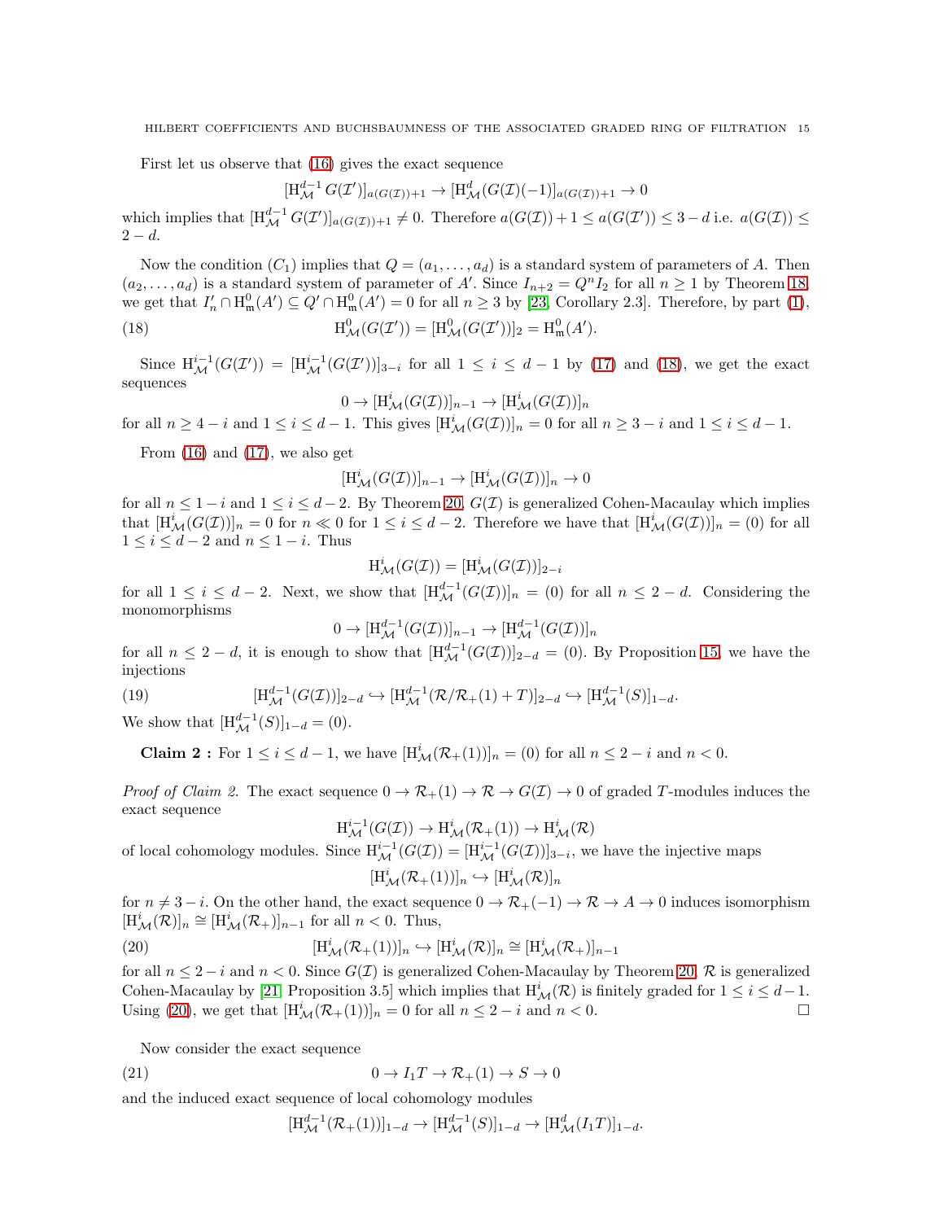First let us observe that (16) gives the exact sequence

$$[\mathrm{H}^{d-1}_{\mathcal{M}}\, G(\mathcal{I}')]_{a(G(\mathcal{I}))+1} \to [\mathrm{H}^{d}_{\mathcal{M}}(G(\mathcal{I})(-1)]_{a(G(\mathcal{I}))+1} \to 0$$

which implies that $[\mathrm{H}^{d-1}_{\mathcal{M}}\, G(\mathcal{I}')]_{a(G(\mathcal{I}))+1} \neq 0$. Therefore $a(G(\mathcal{I}))+1 \leq a(G(\mathcal{I}')) \leq 3-d$ i.e. $a(G(\mathcal{I})) \leq 2-d$.

Now the condition $(C_1)$ implies that $Q = (a_1, \ldots, a_d)$ is a standard system of parameters of $A$. Then $(a_2, \ldots, a_d)$ is a standard system of parameter of $A'$. Since $I_{n+2} = Q^n I_2$ for all $n \geq 1$ by Theorem 18, we get that $I'_n \cap \mathrm{H}^0_{\mathfrak{m}}(A') \subseteq Q' \cap \mathrm{H}^0_{\mathfrak{m}}(A') = 0$ for all $n \geq 3$ by [23, Corollary 2.3]. Therefore, by part (1),

$$\mathrm{H}^0_{\mathcal{M}}(G(\mathcal{I}')) = [\mathrm{H}^0_{\mathcal{M}}(G(\mathcal{I}'))]_2 = \mathrm{H}^0_{\mathfrak{m}}(A'). \tag{18}$$

Since $\mathrm{H}^{i-1}_{\mathcal{M}}(G(\mathcal{I}')) = [\mathrm{H}^{i-1}_{\mathcal{M}}(G(\mathcal{I}'))]_{3-i}$ for all $1 \leq i \leq d-1$ by (17) and (18), we get the exact sequences

$$0 \to [\mathrm{H}^{i}_{\mathcal{M}}(G(\mathcal{I}))]_{n-1} \to [\mathrm{H}^{i}_{\mathcal{M}}(G(\mathcal{I}))]_{n}$$

for all $n \geq 4-i$ and $1 \leq i \leq d-1$. This gives $[\mathrm{H}^{i}_{\mathcal{M}}(G(\mathcal{I}))]_{n} = 0$ for all $n \geq 3-i$ and $1 \leq i \leq d-1$.

From (16) and (17), we also get

$$[\mathrm{H}^{i}_{\mathcal{M}}(G(\mathcal{I}))]_{n-1} \to [\mathrm{H}^{i}_{\mathcal{M}}(G(\mathcal{I}))]_{n} \to 0$$

for all $n \leq 1-i$ and $1 \leq i \leq d-2$. By Theorem 20, $G(\mathcal{I})$ is generalized Cohen-Macaulay which implies that $[\mathrm{H}^{i}_{\mathcal{M}}(G(\mathcal{I}))]_{n} = 0$ for $n \ll 0$ for $1 \leq i \leq d-2$. Therefore we have that $[\mathrm{H}^{i}_{\mathcal{M}}(G(\mathcal{I}))]_{n} = (0)$ for all $1 \leq i \leq d-2$ and $n \leq 1-i$. Thus

$$\mathrm{H}^{i}_{\mathcal{M}}(G(\mathcal{I})) = [\mathrm{H}^{i}_{\mathcal{M}}(G(\mathcal{I}))]_{2-i}$$

for all $1 \leq i \leq d-2$. Next, we show that $[\mathrm{H}^{d-1}_{\mathcal{M}}(G(\mathcal{I}))]_{n} = (0)$ for all $n \leq 2-d$. Considering the monomorphisms

$$0 \to [\mathrm{H}^{d-1}_{\mathcal{M}}(G(\mathcal{I}))]_{n-1} \to [\mathrm{H}^{d-1}_{\mathcal{M}}(G(\mathcal{I}))]_{n}$$

for all $n \leq 2-d$, it is enough to show that $[\mathrm{H}^{d-1}_{\mathcal{M}}(G(\mathcal{I}))]_{2-d} = (0)$. By Proposition 15, we have the injections

$$[\mathrm{H}^{d-1}_{\mathcal{M}}(G(\mathcal{I}))]_{2-d} \hookrightarrow [\mathrm{H}^{d-1}_{\mathcal{M}}(\mathcal{R}/\mathcal{R}_+(1)+T)]_{2-d} \hookrightarrow [\mathrm{H}^{d-1}_{\mathcal{M}}(S)]_{1-d}. \tag{19}$$

We show that $[\mathrm{H}^{d-1}_{\mathcal{M}}(S)]_{1-d} = (0)$.

**Claim 2 :** For $1 \leq i \leq d-1$, we have $[\mathrm{H}^{i}_{\mathcal{M}}(\mathcal{R}_+(1))]_{n} = (0)$ for all $n \leq 2-i$ and $n < 0$.

*Proof of Claim 2.* The exact sequence $0 \to \mathcal{R}_+(1) \to \mathcal{R} \to G(\mathcal{I}) \to 0$ of graded $T$-modules induces the exact sequence

$$\mathrm{H}^{i-1}_{\mathcal{M}}(G(\mathcal{I})) \to \mathrm{H}^{i}_{\mathcal{M}}(\mathcal{R}_+(1)) \to \mathrm{H}^{i}_{\mathcal{M}}(\mathcal{R})$$

of local cohomology modules. Since $\mathrm{H}^{i-1}_{\mathcal{M}}(G(\mathcal{I})) = [\mathrm{H}^{i-1}_{\mathcal{M}}(G(\mathcal{I}))]_{3-i}$, we have the injective maps

$$[\mathrm{H}^{i}_{\mathcal{M}}(\mathcal{R}_+(1))]_{n} \hookrightarrow [\mathrm{H}^{i}_{\mathcal{M}}(\mathcal{R})]_{n}$$

for $n \neq 3-i$. On the other hand, the exact sequence $0 \to \mathcal{R}_+(-1) \to \mathcal{R} \to A \to 0$ induces isomorphism $[\mathrm{H}^{i}_{\mathcal{M}}(\mathcal{R})]_{n} \cong [\mathrm{H}^{i}_{\mathcal{M}}(\mathcal{R}_+)]_{n-1}$ for all $n < 0$. Thus,

$$[\mathrm{H}^{i}_{\mathcal{M}}(\mathcal{R}_+(1))]_{n} \hookrightarrow [\mathrm{H}^{i}_{\mathcal{M}}(\mathcal{R})]_{n} \cong [\mathrm{H}^{i}_{\mathcal{M}}(\mathcal{R}_+)]_{n-1} \tag{20}$$

for all $n \leq 2-i$ and $n < 0$. Since $G(\mathcal{I})$ is generalized Cohen-Macaulay by Theorem 20, $\mathcal{R}$ is generalized Cohen-Macaulay by [21, Proposition 3.5] which implies that $\mathrm{H}^{i}_{\mathcal{M}}(\mathcal{R})$ is finitely graded for $1 \leq i \leq d-1$. Using (20), we get that $[\mathrm{H}^{i}_{\mathcal{M}}(\mathcal{R}_+(1))]_{n} = 0$ for all $n \leq 2-i$ and $n < 0$. $\square$

Now consider the exact sequence

$$0 \to I_1 T \to \mathcal{R}_+(1) \to S \to 0 \tag{21}$$

and the induced exact sequence of local cohomology modules

$$[\mathrm{H}^{d-1}_{\mathcal{M}}(\mathcal{R}_+(1))]_{1-d} \to [\mathrm{H}^{d-1}_{\mathcal{M}}(S)]_{1-d} \to [\mathrm{H}^{d}_{\mathcal{M}}(I_1 T)]_{1-d}.$$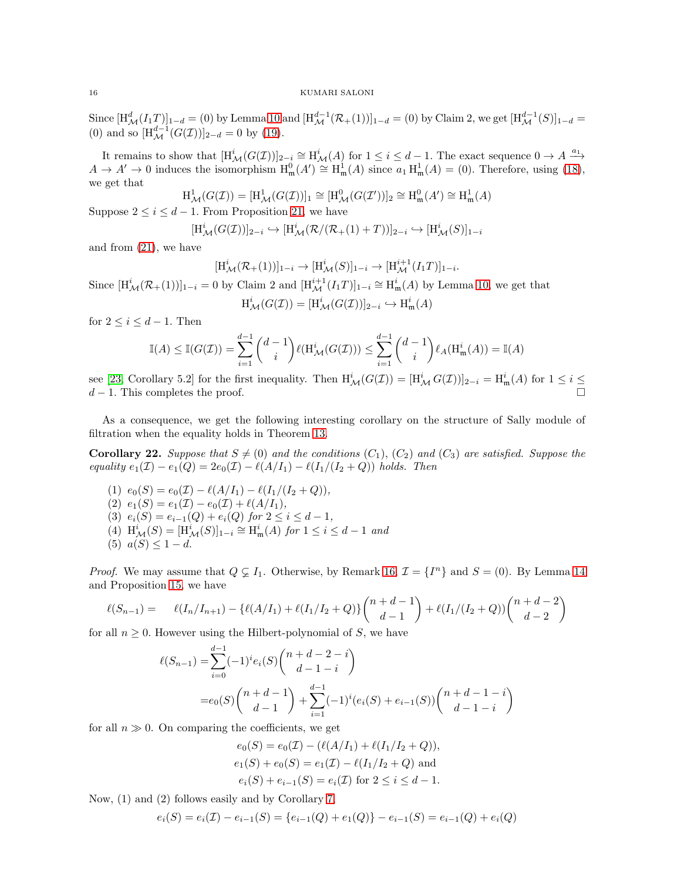Since $[\mathrm{H}^d_{\mathcal{M}}(I_1T)]_{1-d} = (0)$ by Lemma 10 and $[\mathrm{H}^{d-1}_{\mathcal{M}}(\mathcal{R}_+(1))]_{1-d} = (0)$ by Claim 2, we get $[\mathrm{H}^{d-1}_{\mathcal{M}}(S)]_{1-d} = (0)$ and so $[\mathrm{H}^{d-1}_{\mathcal{M}}(G(\mathcal{I}))]_{2-d} = 0$ by (19).

It remains to show that $[\mathrm{H}^i_{\mathcal{M}}(G(\mathcal{I}))]_{2-i} \cong \mathrm{H}^i_{\mathcal{M}}(A)$ for $1 \le i \le d-1$. The exact sequence $0 \to A \xrightarrow{a_1} A \to A' \to 0$ induces the isomorphism $\mathrm{H}^0_{\mathfrak{m}}(A') \cong \mathrm{H}^1_{\mathfrak{m}}(A)$ since $a_1 \mathrm{H}^1_{\mathfrak{m}}(A) = (0)$. Therefore, using (18), we get that

$$\mathrm{H}^1_{\mathcal{M}}(G(\mathcal{I})) = [\mathrm{H}^1_{\mathcal{M}}(G(\mathcal{I}))]_1 \cong [\mathrm{H}^0_{\mathcal{M}}(G(\mathcal{I}'))]_2 \cong \mathrm{H}^0_{\mathfrak{m}}(A') \cong \mathrm{H}^1_{\mathfrak{m}}(A)$$

Suppose $2 \le i \le d-1$. From Proposition 21, we have

$$[\mathrm{H}^i_{\mathcal{M}}(G(\mathcal{I}))]_{2-i} \hookrightarrow [\mathrm{H}^i_{\mathcal{M}}(\mathcal{R}/(\mathcal{R}_+(1)+T))]_{2-i} \hookrightarrow [\mathrm{H}^i_{\mathcal{M}}(S)]_{1-i}$$

and from (21), we have

$$[\mathrm{H}^i_{\mathcal{M}}(\mathcal{R}_+(1))]_{1-i} \to [\mathrm{H}^i_{\mathcal{M}}(S)]_{1-i} \to [\mathrm{H}^{i+1}_{\mathcal{M}}(I_1T)]_{1-i}.$$

Since $[\mathrm{H}^i_{\mathcal{M}}(\mathcal{R}_+(1))]_{1-i} = 0$ by Claim 2 and $[\mathrm{H}^{i+1}_{\mathcal{M}}(I_1T)]_{1-i} \cong \mathrm{H}^i_{\mathfrak{m}}(A)$ by Lemma 10, we get that

$$\mathrm{H}^i_{\mathcal{M}}(G(\mathcal{I})) = [\mathrm{H}^i_{\mathcal{M}}(G(\mathcal{I}))]_{2-i} \hookrightarrow \mathrm{H}^i_{\mathfrak{m}}(A)$$

for $2 \le i \le d-1$. Then

$$\mathbb{I}(A) \le \mathbb{I}(G(\mathcal{I})) = \sum_{i=1}^{d-1} \binom{d-1}{i} \ell(\mathrm{H}^i_{\mathcal{M}}(G(\mathcal{I}))) \le \sum_{i=1}^{d-1} \binom{d-1}{i} \ell_A(\mathrm{H}^i_{\mathfrak{m}}(A)) = \mathbb{I}(A)$$

see [23, Corollary 5.2] for the first inequality. Then $\mathrm{H}^i_{\mathcal{M}}(G(\mathcal{I})) = [\mathrm{H}^i_{\mathcal{M}} G(\mathcal{I}))]_{2-i} = \mathrm{H}^i_{\mathfrak{m}}(A)$ for $1 \le i \le d-1$. This completes the proof. $\square$

As a consequence, we get the following interesting corollary on the structure of Sally module of filtration when the equality holds in Theorem 13.

**Corollary 22.** *Suppose that $S \neq (0)$ and the conditions $(C_1)$, $(C_2)$ and $(C_3)$ are satisfied. Suppose the equality $e_1(\mathcal{I}) - e_1(Q) = 2e_0(\mathcal{I}) - \ell(A/I_1) - \ell(I_1/(I_2+Q))$ holds. Then*

1. $e_0(S) = e_0(\mathcal{I}) - \ell(A/I_1) - \ell(I_1/(I_2+Q))$,
2. $e_1(S) = e_1(\mathcal{I}) - e_0(\mathcal{I}) + \ell(A/I_1)$,
3. $e_i(S) = e_{i-1}(Q) + e_i(Q)$ *for* $2 \le i \le d-1$,
4. $\mathrm{H}^i_{\mathcal{M}}(S) = [\mathrm{H}^i_{\mathcal{M}}(S)]_{1-i} \cong \mathrm{H}^i_{\mathfrak{m}}(A)$ *for* $1 \le i \le d-1$ *and*
5. $a(S) \le 1-d$.

*Proof.* We may assume that $Q \subsetneq I_1$. Otherwise, by Remark 16, $\mathcal{I} = \{I^n\}$ and $S = (0)$. By Lemma 14 and Proposition 15, we have

$$\ell(S_{n-1}) = \quad \ell(I_n/I_{n+1}) - \{\ell(A/I_1) + \ell(I_1/I_2+Q)\}\binom{n+d-1}{d-1} + \ell(I_1/(I_2+Q))\binom{n+d-2}{d-2}$$

for all $n \ge 0$. However using the Hilbert-polynomial of $S$, we have

$$\begin{aligned}
\ell(S_{n-1}) =& \sum_{i=0}^{d-1} (-1)^i e_i(S) \binom{n+d-2-i}{d-1-i} \\
=& e_0(S)\binom{n+d-1}{d-1} + \sum_{i=1}^{d-1} (-1)^i (e_i(S) + e_{i-1}(S)) \binom{n+d-1-i}{d-1-i}
\end{aligned}$$

for all $n \gg 0$. On comparing the coefficients, we get

$$\begin{aligned}
e_0(S) &= e_0(\mathcal{I}) - (\ell(A/I_1) + \ell(I_1/I_2+Q)), \\
e_1(S) + e_0(S) &= e_1(\mathcal{I}) - \ell(I_1/I_2+Q) \text{ and} \\
e_i(S) + e_{i-1}(S) &= e_i(\mathcal{I}) \text{ for } 2 \le i \le d-1.
\end{aligned}$$

Now, (1) and (2) follows easily and by Corollary 7,

$$e_i(S) = e_i(\mathcal{I}) - e_{i-1}(S) = \{e_{i-1}(Q) + e_1(Q)\} - e_{i-1}(S) = e_{i-1}(Q) + e_i(Q)$$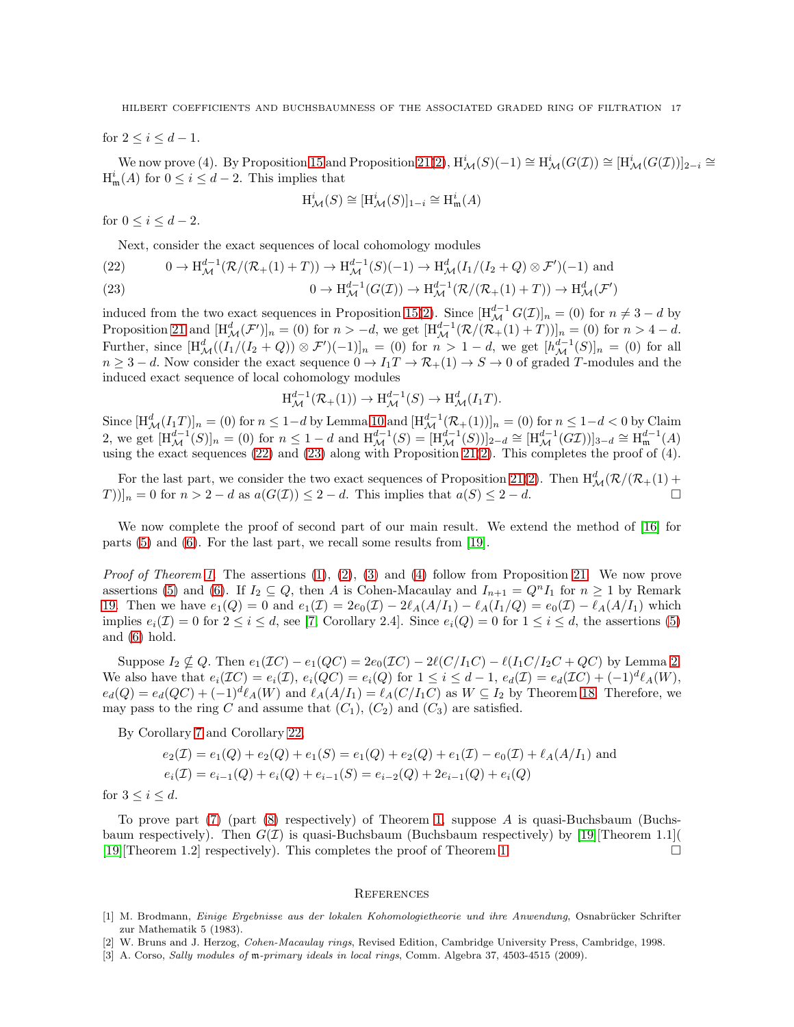for $2 \le i \le d-1$.

We now prove (4). By Proposition 15 and Proposition 21(2), $\mathrm{H}^i_{\mathcal{M}}(S)(-1) \cong \mathrm{H}^i_{\mathcal{M}}(G(\mathcal{I})) \cong [\mathrm{H}^i_{\mathcal{M}}(G(\mathcal{I}))]_{2-i} \cong \mathrm{H}^i_{\mathfrak{m}}(A)$ for $0 \le i \le d-2$. This implies that

$$\mathrm{H}^i_{\mathcal{M}}(S) \cong [\mathrm{H}^i_{\mathcal{M}}(S)]_{1-i} \cong \mathrm{H}^i_{\mathfrak{m}}(A)$$

for $0 \le i \le d-2$.

Next, consider the exact sequences of local cohomology modules

$$0 \to \mathrm{H}^{d-1}_{\mathcal{M}}(\mathcal{R}/(\mathcal{R}_+(1)+T)) \to \mathrm{H}^{d-1}_{\mathcal{M}}(S)(-1) \to \mathrm{H}^{d}_{\mathcal{M}}(I_1/(I_2+Q) \otimes \mathcal{F}')(-1) \text{ and} \tag{22}$$

$$0 \to \mathrm{H}^{d-1}_{\mathcal{M}}(G(\mathcal{I})) \to \mathrm{H}^{d-1}_{\mathcal{M}}(\mathcal{R}/(\mathcal{R}_+(1)+T)) \to \mathrm{H}^{d}_{\mathcal{M}}(\mathcal{F}') \tag{23}$$

induced from the two exact sequences in Proposition 15(2). Since $[\mathrm{H}^{d-1}_{\mathcal{M}} G(\mathcal{I})]_n = (0)$ for $n \ne 3-d$ by Proposition 21 and $[\mathrm{H}^{d}_{\mathcal{M}}(\mathcal{F}')]_n = (0)$ for $n > -d$, we get $[\mathrm{H}^{d-1}_{\mathcal{M}}(\mathcal{R}/(\mathcal{R}_+(1)+T))]_n = (0)$ for $n > 4-d$. Further, since $[\mathrm{H}^{d}_{\mathcal{M}}((I_1/(I_2+Q)) \otimes \mathcal{F}')(-1)]_n = (0)$ for $n > 1-d$, we get $[h^{d-1}_{\mathcal{M}}(S)]_n = (0)$ for all $n \ge 3-d$. Now consider the exact sequence $0 \to I_1T \to \mathcal{R}_+(1) \to S \to 0$ of graded $T$-modules and the induced exact sequence of local cohomology modules

$$\mathrm{H}^{d-1}_{\mathcal{M}}(\mathcal{R}_+(1)) \to \mathrm{H}^{d-1}_{\mathcal{M}}(S) \to \mathrm{H}^{d}_{\mathcal{M}}(I_1T).$$

Since $[\mathrm{H}^{d}_{\mathcal{M}}(I_1T)]_n = (0)$ for $n \le 1-d$ by Lemma 10 and $[\mathrm{H}^{d-1}_{\mathcal{M}}(\mathcal{R}_+(1))]_n = (0)$ for $n \le 1-d < 0$ by Claim 2, we get $[\mathrm{H}^{d-1}_{\mathcal{M}}(S)]_n = (0)$ for $n \le 1-d$ and $\mathrm{H}^{d-1}_{\mathcal{M}}(S) = [\mathrm{H}^{d-1}_{\mathcal{M}}(S))]_{2-d} \cong [\mathrm{H}^{d-1}_{\mathcal{M}}(G\mathcal{I}))]_{3-d} \cong \mathrm{H}^{d-1}_{\mathfrak{m}}(A)$ using the exact sequences (22) and (23) along with Proposition 21(2). This completes the proof of (4).

For the last part, we consider the two exact sequences of Proposition 21(2). Then $\mathrm{H}^{d}_{\mathcal{M}}(\mathcal{R}/(\mathcal{R}_+(1)+T))]_n = 0$ for $n > 2-d$ as $a(G(\mathcal{I})) \le 2-d$. This implies that $a(S) \le 2-d$. $\square$

We now complete the proof of second part of our main result. We extend the method of [16] for parts (5) and (6). For the last part, we recall some results from [19].

*Proof of Theorem 1.* The assertions (1), (2), (3) and (4) follow from Proposition 21. We now prove assertions (5) and (6). If $I_2 \subseteq Q$, then $A$ is Cohen-Macaulay and $I_{n+1} = Q^n I_1$ for $n \ge 1$ by Remark 19. Then we have $e_1(Q) = 0$ and $e_1(\mathcal{I}) = 2e_0(\mathcal{I}) - 2\ell_A(A/I_1) - \ell_A(I_1/Q) = e_0(\mathcal{I}) - \ell_A(A/I_1)$ which implies $e_i(\mathcal{I}) = 0$ for $2 \le i \le d$, see [7, Corollary 2.4]. Since $e_i(Q) = 0$ for $1 \le i \le d$, the assertions (5) and (6) hold.

Suppose $I_2 \nsubseteq Q$. Then $e_1(\mathcal{I}C) - e_1(QC) = 2e_0(\mathcal{I}C) - 2\ell(C/I_1C) - \ell(I_1C/I_2C + QC)$ by Lemma 2. We also have that $e_i(\mathcal{I}C) = e_i(\mathcal{I})$, $e_i(QC) = e_i(Q)$ for $1 \le i \le d-1$, $e_d(\mathcal{I}) = e_d(\mathcal{I}C) + (-1)^d \ell_A(W)$, $e_d(Q) = e_d(QC) + (-1)^d \ell_A(W)$ and $\ell_A(A/I_1) = \ell_A(C/I_1C)$ as $W \subseteq I_2$ by Theorem 18. Therefore, we may pass to the ring $C$ and assume that $(C_1)$, $(C_2)$ and $(C_3)$ are satisfied.

By Corollary 7 and Corollary 22,

$$\begin{aligned} e_2(\mathcal{I}) &= e_1(Q) + e_2(Q) + e_1(S) = e_1(Q) + e_2(Q) + e_1(\mathcal{I}) - e_0(\mathcal{I}) + \ell_A(A/I_1) \text{ and} \\ e_i(\mathcal{I}) &= e_{i-1}(Q) + e_i(Q) + e_{i-1}(S) = e_{i-2}(Q) + 2e_{i-1}(Q) + e_i(Q) \end{aligned}$$

for $3 \le i \le d$.

To prove part (7) (part (8) respectively) of Theorem 1, suppose $A$ is quasi-Buchsbaum (Buchsbaum respectively). Then $G(\mathcal{I})$ is quasi-Buchsbaum (Buchsbaum respectively) by [19][Theorem 1.1]( [19][Theorem 1.2] respectively). This completes the proof of Theorem 1. $\square$

## References

[1] M. Brodmann, *Einige Ergebnisse aus der lokalen Kohomologietheorie und ihre Anwendung*, Osnabrücker Schrifter zur Mathematik 5 (1983).

[2] W. Bruns and J. Herzog, *Cohen-Macaulay rings*, Revised Edition, Cambridge University Press, Cambridge, 1998.

[3] A. Corso, *Sally modules of $\mathfrak{m}$-primary ideals in local rings*, Comm. Algebra 37, 4503-4515 (2009).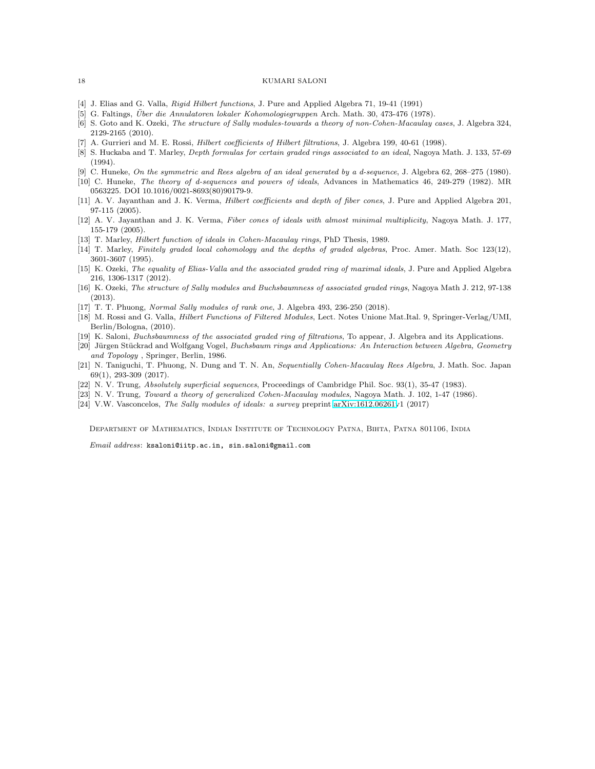[4] J. Elias and G. Valla, *Rigid Hilbert functions*, J. Pure and Applied Algebra 71, 19-41 (1991)

[5] G. Faltings, *Über die Annulatoren lokaler Kohomologiegruppen* Arch. Math. 30, 473-476 (1978).

[6] S. Goto and K. Ozeki, *The structure of Sally modules-towards a theory of non-Cohen-Macaulay cases*, J. Algebra 324, 2129-2165 (2010).

[7] A. Gurrieri and M. E. Rossi, *Hilbert coefficients of Hilbert filtrations*, J. Algebra 199, 40-61 (1998).

[8] S. Huckaba and T. Marley, *Depth formulas for certain graded rings associated to an ideal*, Nagoya Math. J. 133, 57-69 (1994).

[9] C. Huneke, *On the symmetric and Rees algebra of an ideal generated by a d-sequence*, J. Algebra 62, 268–275 (1980).

[10] C. Huneke, *The theory of d-sequences and powers of ideals*, Advances in Mathematics 46, 249-279 (1982). MR 0563225. DOI 10.1016/0021-8693(80)90179-9.

[11] A. V. Jayanthan and J. K. Verma, *Hilbert coefficients and depth of fiber cones*, J. Pure and Applied Algebra 201, 97-115 (2005).

[12] A. V. Jayanthan and J. K. Verma, *Fiber cones of ideals with almost minimal multiplicity*, Nagoya Math. J. 177, 155-179 (2005).

[13] T. Marley, *Hilbert function of ideals in Cohen-Macaulay rings*, PhD Thesis, 1989.

[14] T. Marley, *Finitely graded local cohomology and the depths of graded algebras*, Proc. Amer. Math. Soc 123(12), 3601-3607 (1995).

[15] K. Ozeki, *The equality of Elias-Valla and the associated graded ring of maximal ideals*, J. Pure and Applied Algebra 216, 1306-1317 (2012).

[16] K. Ozeki, *The structure of Sally modules and Buchsbaumness of associated graded rings*, Nagoya Math J. 212, 97-138 (2013).

[17] T. T. Phuong, *Normal Sally modules of rank one*, J. Algebra 493, 236-250 (2018).

[18] M. Rossi and G. Valla, *Hilbert Functions of Filtered Modules*, Lect. Notes Unione Mat.Ital. 9, Springer-Verlag/UMI, Berlin/Bologna, (2010).

[19] K. Saloni, *Buchsbaumness of the associated graded ring of filtrations*, To appear, J. Algebra and its Applications.

[20] Jürgen Stückrad and Wolfgang Vogel, *Buchsbaum rings and Applications: An Interaction between Algebra, Geometry and Topology* , Springer, Berlin, 1986.

[21] N. Taniguchi, T. Phuong, N. Dung and T. N. An, *Sequentially Cohen-Macaulay Rees Algebra*, J. Math. Soc. Japan 69(1), 293-309 (2017).

[22] N. V. Trung, *Absolutely superficial sequences*, Proceedings of Cambridge Phil. Soc. 93(1), 35-47 (1983).

[23] N. V. Trung, *Toward a theory of generalized Cohen-Macaulay modules*, Nagoya Math. J. 102, 1-47 (1986).

[24] V.W. Vasconcelos, *The Sally modules of ideals: a survey* preprint arXiv:1612.06261v1 (2017)

Department of Mathematics, Indian Institute of Technology Patna, Bihta, Patna 801106, India

*Email address*: ksaloni@iitp.ac.in, sin.saloni@gmail.com